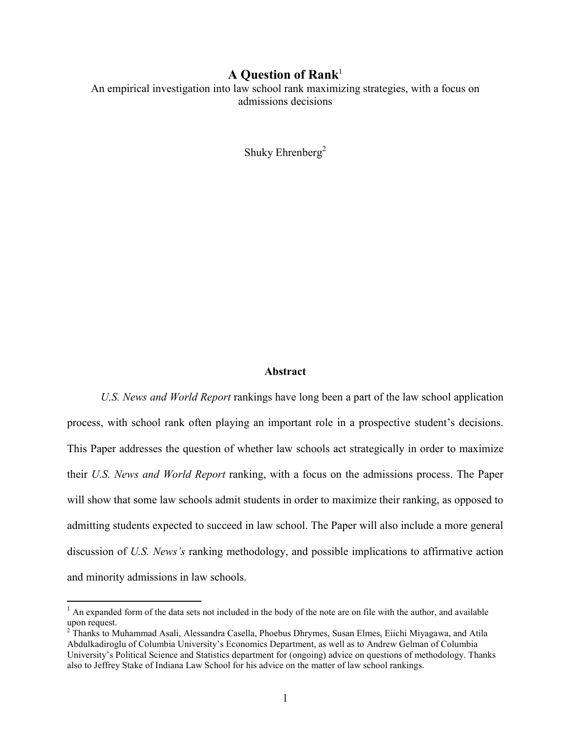# A Question of Rank[1]

An empirical investigation into law school rank maximizing strategies, with a focus on admissions decisions

Shuky Ehrenberg[2]

## Abstract

*U.S. News and World Report* rankings have long been a part of the law school application process, with school rank often playing an important role in a prospective student's decisions. This Paper addresses the question of whether law schools act strategically in order to maximize their *U.S. News and World Report* ranking, with a focus on the admissions process. The Paper will show that some law schools admit students in order to maximize their ranking, as opposed to admitting students expected to succeed in law school. The Paper will also include a more general discussion of *U.S. News's* ranking methodology, and possible implications to affirmative action and minority admissions in law schools.

---

[1] An expanded form of the data sets not included in the body of the note are on file with the author, and available upon request.

[2] Thanks to Muhammad Asali, Alessandra Casella, Phoebus Dhrymes, Susan Elmes, Eiichi Miyagawa, and Atila Abdulkadiroglu of Columbia University's Economics Department, as well as to Andrew Gelman of Columbia University's Political Science and Statistics department for (ongoing) advice on questions of methodology. Thanks also to Jeffrey Stake of Indiana Law School for his advice on the matter of law school rankings.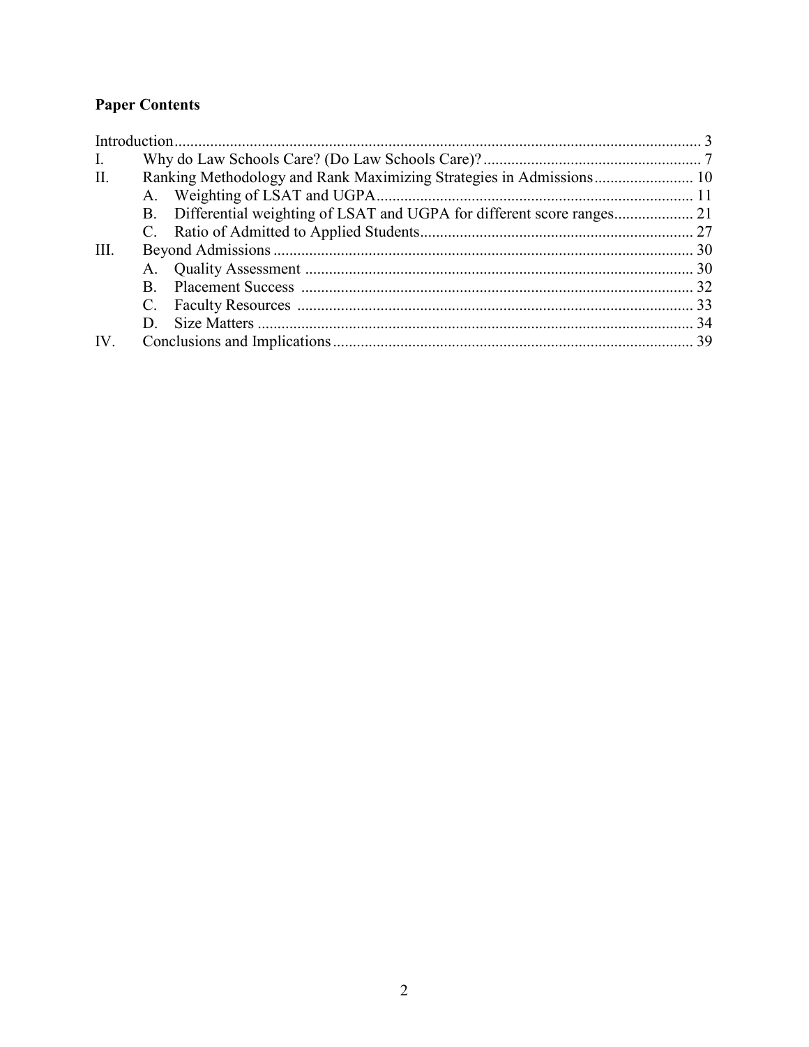**Paper Contents**

- Introduction ..................................................................................................................... 3
- I. Why do Law Schools Care? (Do Law Schools Care)? ....................................................... 7
- II. Ranking Methodology and Rank Maximizing Strategies in Admissions ......................... 10
  - A. Weighting of LSAT and UGPA ............................................................................... 11
  - B. Differential weighting of LSAT and UGPA for different score ranges .................... 21
  - C. Ratio of Admitted to Applied Students .................................................................... 27
- III. Beyond Admissions ......................................................................................................... 30
  - A. Quality Assessment ................................................................................................. 30
  - B. Placement Success .................................................................................................. 32
  - C. Faculty Resources ................................................................................................... 33
  - D. Size Matters ............................................................................................................. 34
- IV. Conclusions and Implications .......................................................................................... 39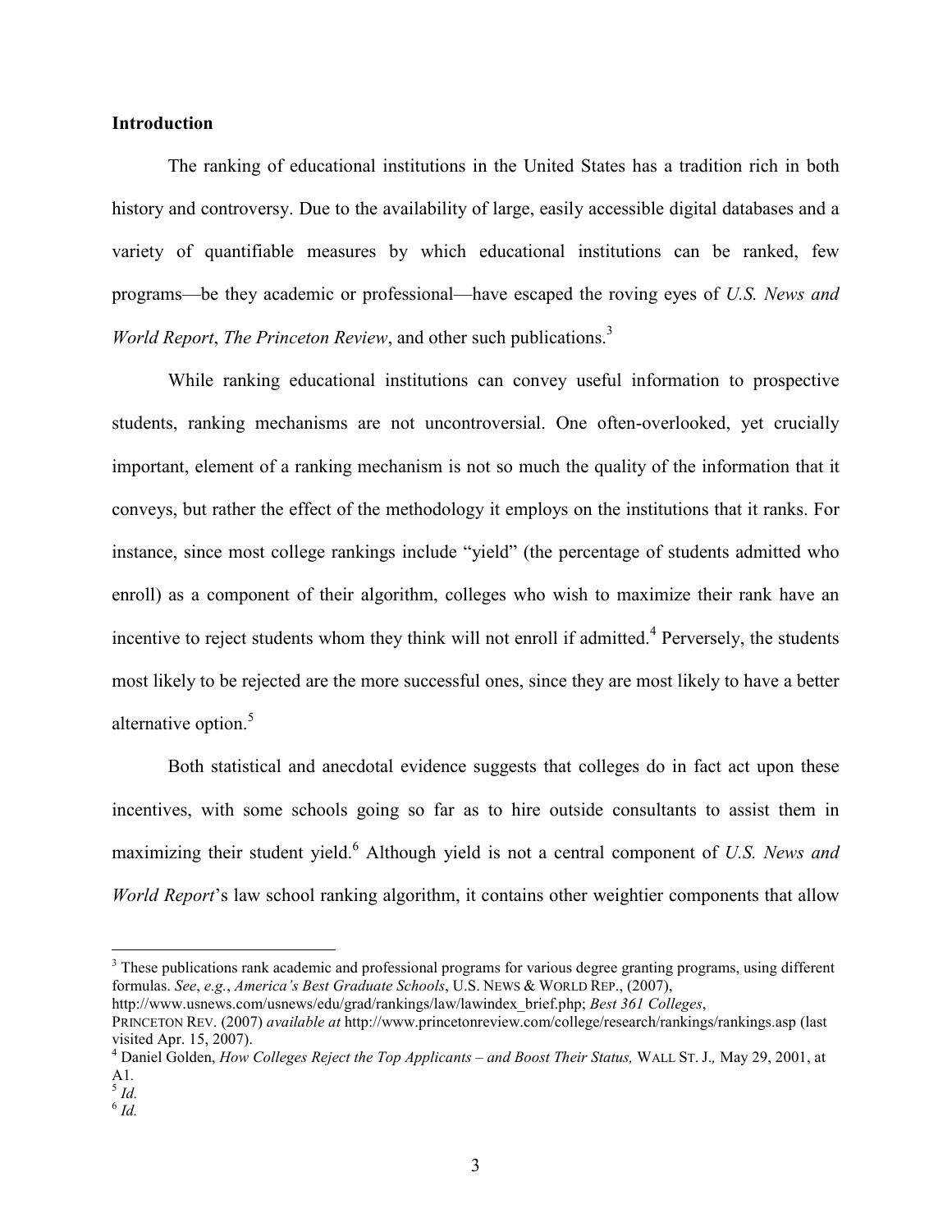## Introduction

The ranking of educational institutions in the United States has a tradition rich in both history and controversy. Due to the availability of large, easily accessible digital databases and a variety of quantifiable measures by which educational institutions can be ranked, few programs—be they academic or professional—have escaped the roving eyes of *U.S. News and World Report*, *The Princeton Review*, and other such publications.[3]

While ranking educational institutions can convey useful information to prospective students, ranking mechanisms are not uncontroversial. One often-overlooked, yet crucially important, element of a ranking mechanism is not so much the quality of the information that it conveys, but rather the effect of the methodology it employs on the institutions that it ranks. For instance, since most college rankings include "yield" (the percentage of students admitted who enroll) as a component of their algorithm, colleges who wish to maximize their rank have an incentive to reject students whom they think will not enroll if admitted.[4] Perversely, the students most likely to be rejected are the more successful ones, since they are most likely to have a better alternative option.[5]

Both statistical and anecdotal evidence suggests that colleges do in fact act upon these incentives, with some schools going so far as to hire outside consultants to assist them in maximizing their student yield.[6] Although yield is not a central component of *U.S. News and World Report*'s law school ranking algorithm, it contains other weightier components that allow

---

[3] These publications rank academic and professional programs for various degree granting programs, using different formulas. *See*, *e.g.*, *America's Best Graduate Schools*, U.S. NEWS & WORLD REP., (2007), http://www.usnews.com/usnews/edu/grad/rankings/law/lawindex_brief.php; *Best 361 Colleges*, PRINCETON REV. (2007) *available at* http://www.princetonreview.com/college/research/rankings/rankings.asp (last visited Apr. 15, 2007).

[4] Daniel Golden, *How Colleges Reject the Top Applicants – and Boost Their Status,* WALL ST. J.*,* May 29, 2001, at A1.

[5] *Id.*

[6] *Id.*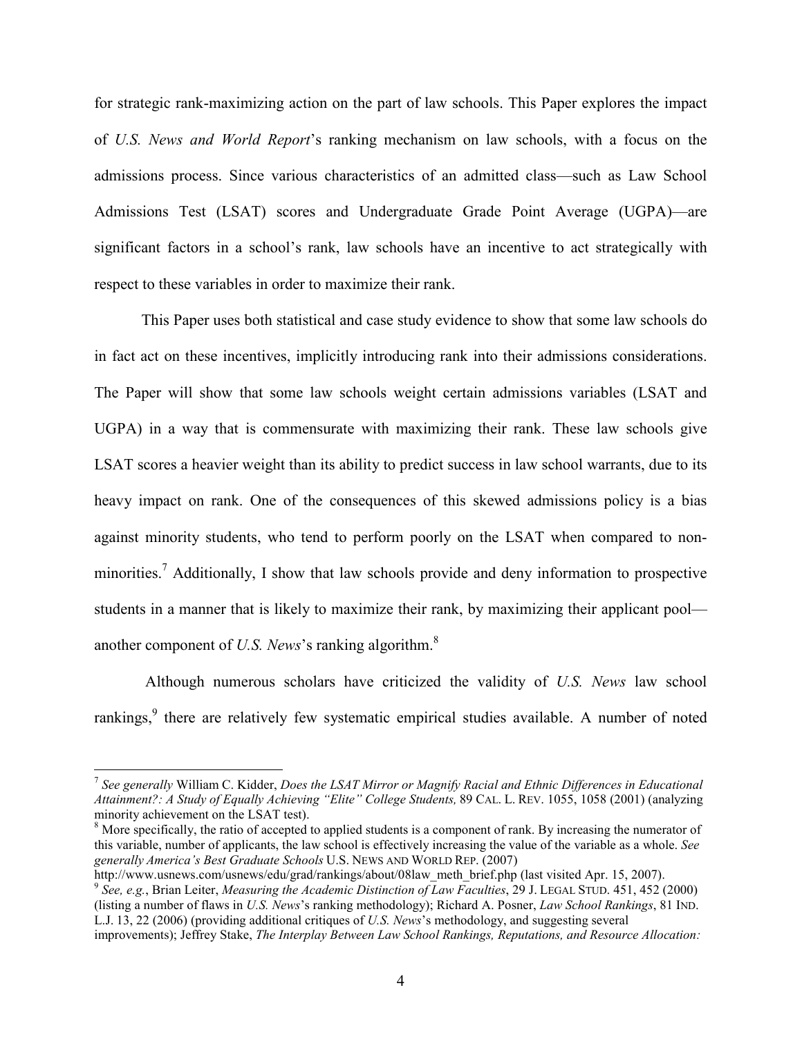for strategic rank-maximizing action on the part of law schools. This Paper explores the impact of *U.S. News and World Report*'s ranking mechanism on law schools, with a focus on the admissions process. Since various characteristics of an admitted class—such as Law School Admissions Test (LSAT) scores and Undergraduate Grade Point Average (UGPA)—are significant factors in a school's rank, law schools have an incentive to act strategically with respect to these variables in order to maximize their rank.

This Paper uses both statistical and case study evidence to show that some law schools do in fact act on these incentives, implicitly introducing rank into their admissions considerations. The Paper will show that some law schools weight certain admissions variables (LSAT and UGPA) in a way that is commensurate with maximizing their rank. These law schools give LSAT scores a heavier weight than its ability to predict success in law school warrants, due to its heavy impact on rank. One of the consequences of this skewed admissions policy is a bias against minority students, who tend to perform poorly on the LSAT when compared to non-minorities.[7] Additionally, I show that law schools provide and deny information to prospective students in a manner that is likely to maximize their rank, by maximizing their applicant pool—another component of *U.S. News*'s ranking algorithm.[8]

Although numerous scholars have criticized the validity of *U.S. News* law school rankings,[9] there are relatively few systematic empirical studies available. A number of noted

---

[7] *See generally* William C. Kidder, *Does the LSAT Mirror or Magnify Racial and Ethnic Differences in Educational Attainment?: A Study of Equally Achieving "Elite" College Students,* 89 CAL. L. REV. 1055, 1058 (2001) (analyzing minority achievement on the LSAT test).

[8] More specifically, the ratio of accepted to applied students is a component of rank. By increasing the numerator of this variable, number of applicants, the law school is effectively increasing the value of the variable as a whole. *See generally America's Best Graduate Schools* U.S. NEWS AND WORLD REP. (2007) http://www.usnews.com/usnews/edu/grad/rankings/about/08law_meth_brief.php (last visited Apr. 15, 2007).

[9] *See, e.g.*, Brian Leiter, *Measuring the Academic Distinction of Law Faculties*, 29 J. LEGAL STUD. 451, 452 (2000) (listing a number of flaws in *U.S. News*'s ranking methodology); Richard A. Posner, *Law School Rankings*, 81 IND. L.J. 13, 22 (2006) (providing additional critiques of *U.S. News*'s methodology, and suggesting several improvements); Jeffrey Stake, *The Interplay Between Law School Rankings, Reputations, and Resource Allocation:*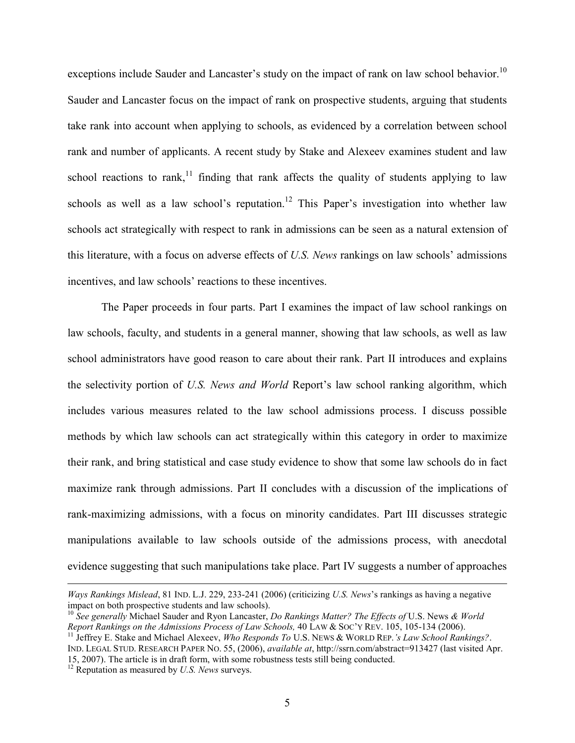exceptions include Sauder and Lancaster's study on the impact of rank on law school behavior.[10] Sauder and Lancaster focus on the impact of rank on prospective students, arguing that students take rank into account when applying to schools, as evidenced by a correlation between school rank and number of applicants. A recent study by Stake and Alexeev examines student and law school reactions to rank,[11] finding that rank affects the quality of students applying to law schools as well as a law school's reputation.[12] This Paper's investigation into whether law schools act strategically with respect to rank in admissions can be seen as a natural extension of this literature, with a focus on adverse effects of *U.S. News* rankings on law schools' admissions incentives, and law schools' reactions to these incentives.

The Paper proceeds in four parts. Part I examines the impact of law school rankings on law schools, faculty, and students in a general manner, showing that law schools, as well as law school administrators have good reason to care about their rank. Part II introduces and explains the selectivity portion of *U.S. News and World* Report's law school ranking algorithm, which includes various measures related to the law school admissions process. I discuss possible methods by which law schools can act strategically within this category in order to maximize their rank, and bring statistical and case study evidence to show that some law schools do in fact maximize rank through admissions. Part II concludes with a discussion of the implications of rank-maximizing admissions, with a focus on minority candidates. Part III discusses strategic manipulations available to law schools outside of the admissions process, with anecdotal evidence suggesting that such manipulations take place. Part IV suggests a number of approaches

---

*Ways Rankings Mislead*, 81 IND. L.J. 229, 233-241 (2006) (criticizing *U.S. News*'s rankings as having a negative impact on both prospective students and law schools).

[10] *See generally* Michael Sauder and Ryon Lancaster, *Do Rankings Matter? The Effects of* U.S. News *& World Report Rankings on the Admissions Process of Law Schools,* 40 LAW & SOC'Y REV. 105, 105-134 (2006).

[11] Jeffrey E. Stake and Michael Alexeev, *Who Responds To* U.S. NEWS & WORLD REP.*'s Law School Rankings?*. IND. LEGAL STUD. RESEARCH PAPER NO. 55, (2006), *available at*, http://ssrn.com/abstract=913427 (last visited Apr. 15, 2007). The article is in draft form, with some robustness tests still being conducted.

[12] Reputation as measured by *U.S. News* surveys.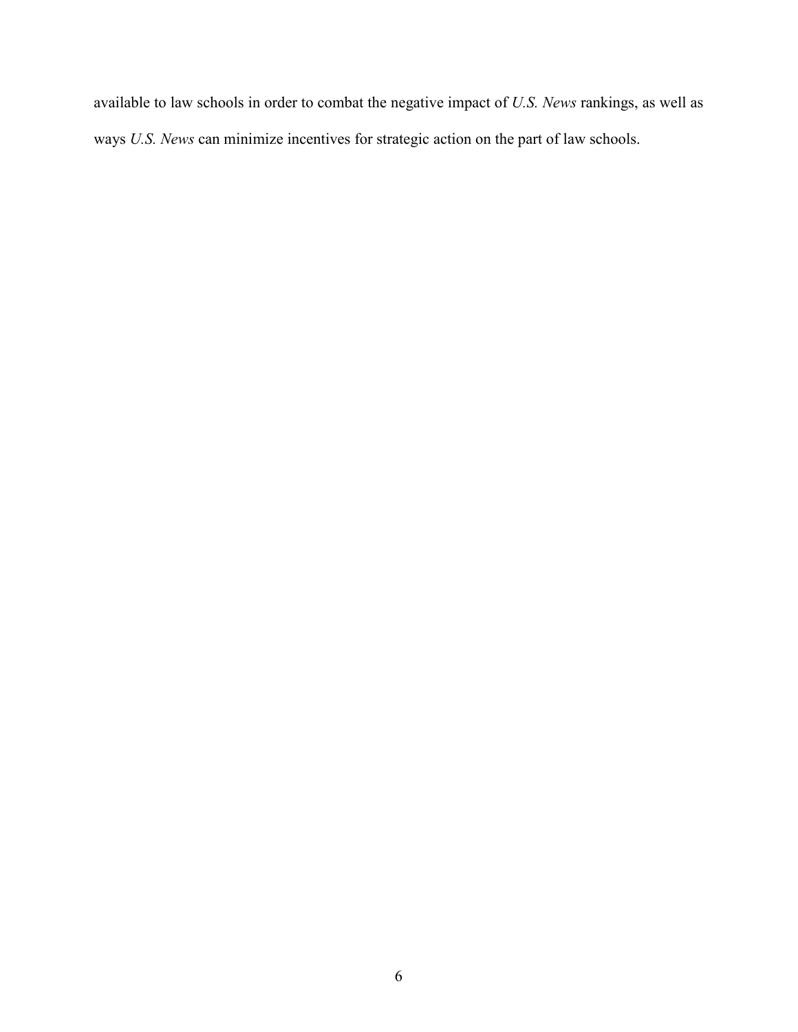available to law schools in order to combat the negative impact of *U.S. News* rankings, as well as ways *U.S. News* can minimize incentives for strategic action on the part of law schools.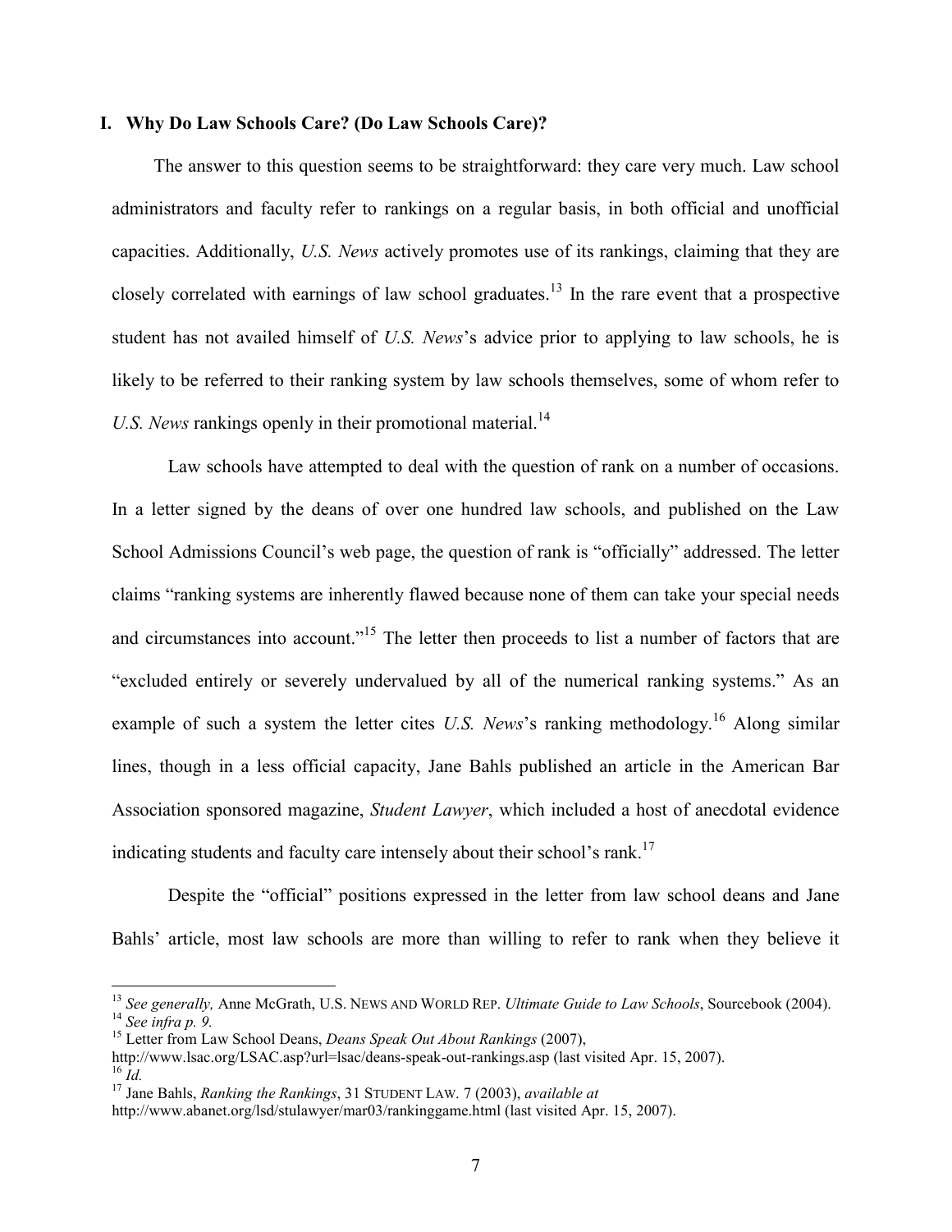## I. Why Do Law Schools Care? (Do Law Schools Care)?

The answer to this question seems to be straightforward: they care very much. Law school administrators and faculty refer to rankings on a regular basis, in both official and unofficial capacities. Additionally, *U.S. News* actively promotes use of its rankings, claiming that they are closely correlated with earnings of law school graduates.[13] In the rare event that a prospective student has not availed himself of *U.S. News*'s advice prior to applying to law schools, he is likely to be referred to their ranking system by law schools themselves, some of whom refer to *U.S. News* rankings openly in their promotional material.[14]

Law schools have attempted to deal with the question of rank on a number of occasions. In a letter signed by the deans of over one hundred law schools, and published on the Law School Admissions Council's web page, the question of rank is "officially" addressed. The letter claims "ranking systems are inherently flawed because none of them can take your special needs and circumstances into account."[15] The letter then proceeds to list a number of factors that are "excluded entirely or severely undervalued by all of the numerical ranking systems." As an example of such a system the letter cites *U.S. News*'s ranking methodology.[16] Along similar lines, though in a less official capacity, Jane Bahls published an article in the American Bar Association sponsored magazine, *Student Lawyer*, which included a host of anecdotal evidence indicating students and faculty care intensely about their school's rank.[17]

Despite the "official" positions expressed in the letter from law school deans and Jane Bahls' article, most law schools are more than willing to refer to rank when they believe it

---

[13] *See generally,* Anne McGrath, U.S. NEWS AND WORLD REP. *Ultimate Guide to Law Schools*, Sourcebook (2004).

[14] *See infra p. 9.*

[15] Letter from Law School Deans, *Deans Speak Out About Rankings* (2007), http://www.lsac.org/LSAC.asp?url=lsac/deans-speak-out-rankings.asp (last visited Apr. 15, 2007).

[16] *Id.*

[17] Jane Bahls, *Ranking the Rankings*, 31 STUDENT LAW. 7 (2003), *available at* http://www.abanet.org/lsd/stulawyer/mar03/rankinggame.html (last visited Apr. 15, 2007).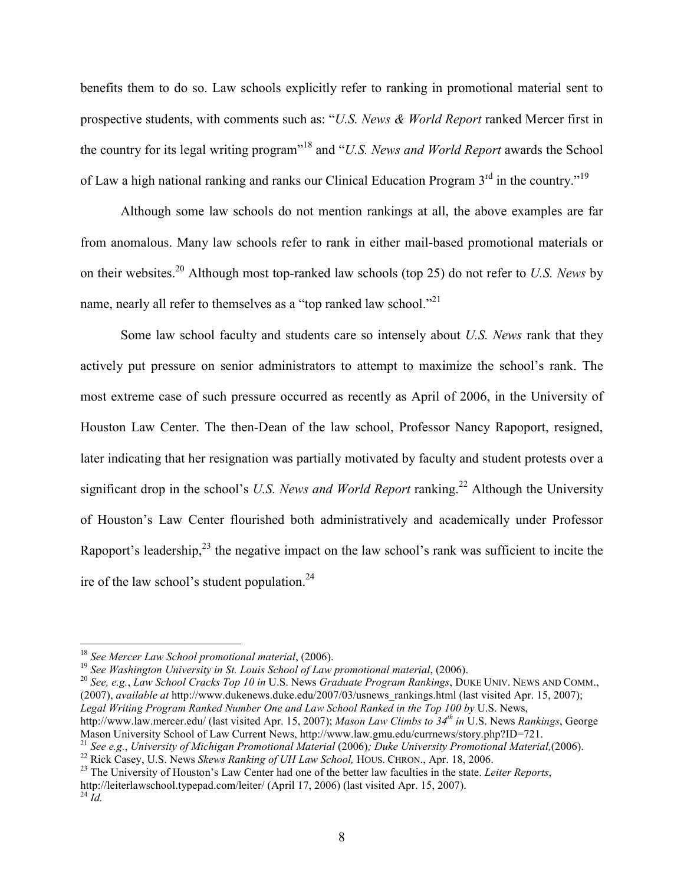benefits them to do so. Law schools explicitly refer to ranking in promotional material sent to prospective students, with comments such as: "*U.S. News & World Report* ranked Mercer first in the country for its legal writing program"[18] and "*U.S. News and World Report* awards the School of Law a high national ranking and ranks our Clinical Education Program 3rd in the country."[19]

Although some law schools do not mention rankings at all, the above examples are far from anomalous. Many law schools refer to rank in either mail-based promotional materials or on their websites.[20] Although most top-ranked law schools (top 25) do not refer to *U.S. News* by name, nearly all refer to themselves as a "top ranked law school."[21]

Some law school faculty and students care so intensely about *U.S. News* rank that they actively put pressure on senior administrators to attempt to maximize the school's rank. The most extreme case of such pressure occurred as recently as April of 2006, in the University of Houston Law Center. The then-Dean of the law school, Professor Nancy Rapoport, resigned, later indicating that her resignation was partially motivated by faculty and student protests over a significant drop in the school's *U.S. News and World Report* ranking.[22] Although the University of Houston's Law Center flourished both administratively and academically under Professor Rapoport's leadership,[23] the negative impact on the law school's rank was sufficient to incite the ire of the law school's student population.[24]

---

[18] *See Mercer Law School promotional material*, (2006).

[19] *See Washington University in St. Louis School of Law promotional material*, (2006).

[20] *See, e.g.*, *Law School Cracks Top 10 in* U.S. News *Graduate Program Rankings*, DUKE UNIV. NEWS AND COMM., (2007), *available at* http://www.dukenews.duke.edu/2007/03/usnews_rankings.html (last visited Apr. 15, 2007); *Legal Writing Program Ranked Number One and Law School Ranked in the Top 100 by* U.S. News, http://www.law.mercer.edu/ (last visited Apr. 15, 2007); *Mason Law Climbs to 34th in* U.S. News *Rankings*, George Mason University School of Law Current News, http://www.law.gmu.edu/currnews/story.php?ID=721.

[21] *See e.g.*, *University of Michigan Promotional Material* (2006); *Duke University Promotional Material,*(2006).

[22] Rick Casey, U.S. News *Skews Ranking of UH Law School,* HOUS. CHRON., Apr. 18, 2006.

[23] The University of Houston's Law Center had one of the better law faculties in the state. *Leiter Reports*, http://leiterlawschool.typepad.com/leiter/ (April 17, 2006) (last visited Apr. 15, 2007).

[24] *Id.*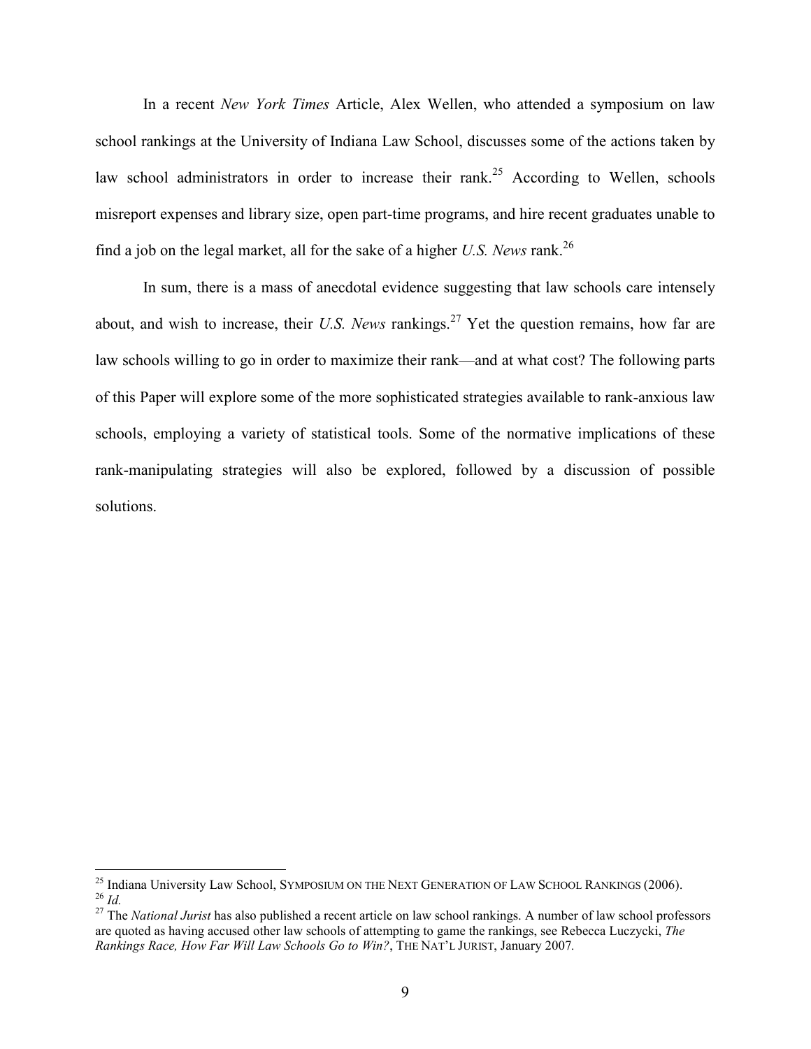In a recent *New York Times* Article, Alex Wellen, who attended a symposium on law school rankings at the University of Indiana Law School, discusses some of the actions taken by law school administrators in order to increase their rank.[25] According to Wellen, schools misreport expenses and library size, open part-time programs, and hire recent graduates unable to find a job on the legal market, all for the sake of a higher *U.S. News* rank.[26]

In sum, there is a mass of anecdotal evidence suggesting that law schools care intensely about, and wish to increase, their *U.S. News* rankings.[27] Yet the question remains, how far are law schools willing to go in order to maximize their rank—and at what cost? The following parts of this Paper will explore some of the more sophisticated strategies available to rank-anxious law schools, employing a variety of statistical tools. Some of the normative implications of these rank-manipulating strategies will also be explored, followed by a discussion of possible solutions.

---

[25] Indiana University Law School, SYMPOSIUM ON THE NEXT GENERATION OF LAW SCHOOL RANKINGS (2006).

[26] *Id.*

[27] The *National Jurist* has also published a recent article on law school rankings. A number of law school professors are quoted as having accused other law schools of attempting to game the rankings, see Rebecca Luczycki, *The Rankings Race, How Far Will Law Schools Go to Win?*, THE NAT'L JURIST, January 2007.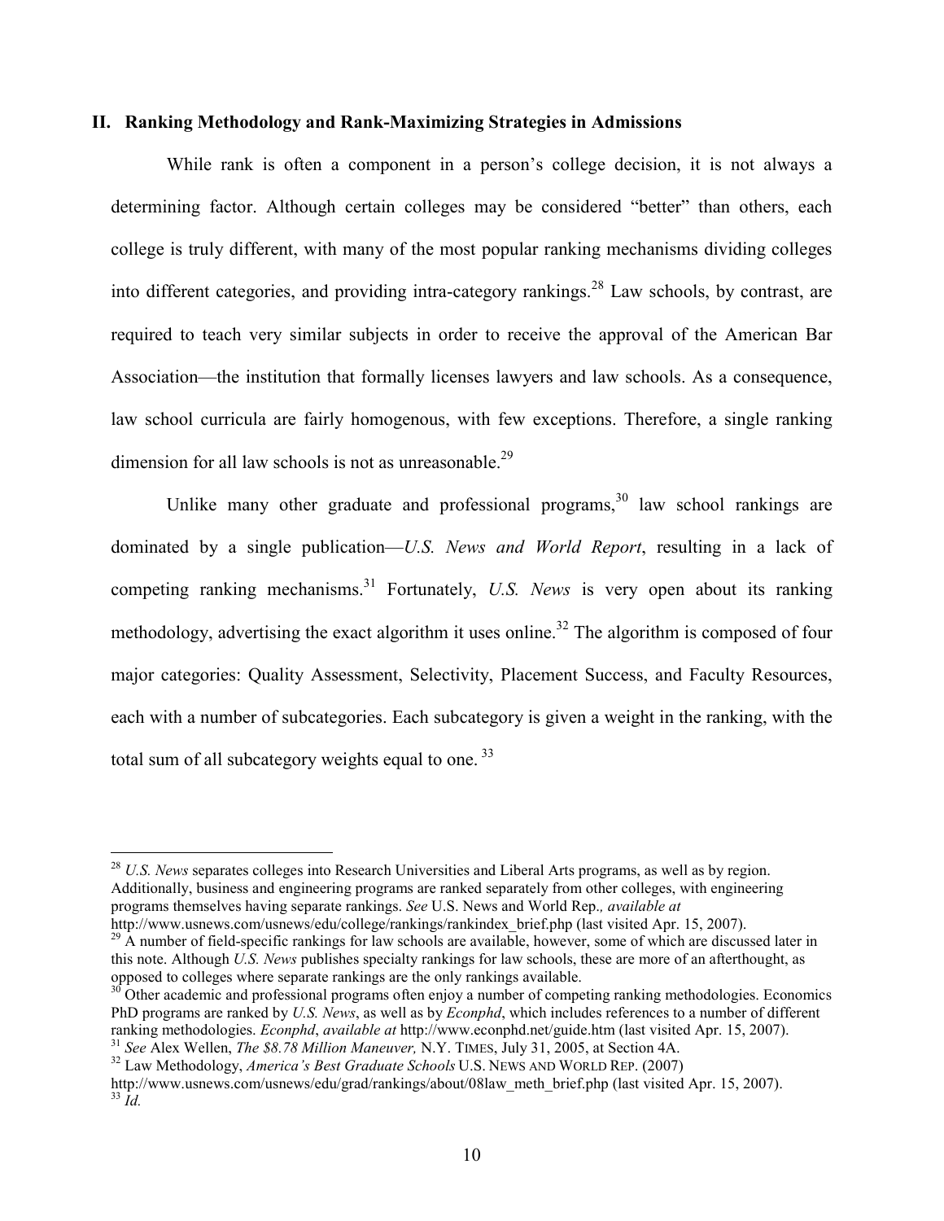## II. Ranking Methodology and Rank-Maximizing Strategies in Admissions

While rank is often a component in a person's college decision, it is not always a determining factor. Although certain colleges may be considered "better" than others, each college is truly different, with many of the most popular ranking mechanisms dividing colleges into different categories, and providing intra-category rankings.[28] Law schools, by contrast, are required to teach very similar subjects in order to receive the approval of the American Bar Association—the institution that formally licenses lawyers and law schools. As a consequence, law school curricula are fairly homogenous, with few exceptions. Therefore, a single ranking dimension for all law schools is not as unreasonable.[29]

Unlike many other graduate and professional programs,[30] law school rankings are dominated by a single publication—*U.S. News and World Report*, resulting in a lack of competing ranking mechanisms.[31] Fortunately, *U.S. News* is very open about its ranking methodology, advertising the exact algorithm it uses online.[32] The algorithm is composed of four major categories: Quality Assessment, Selectivity, Placement Success, and Faculty Resources, each with a number of subcategories. Each subcategory is given a weight in the ranking, with the total sum of all subcategory weights equal to one. [33]

---

[28] *U.S. News* separates colleges into Research Universities and Liberal Arts programs, as well as by region. Additionally, business and engineering programs are ranked separately from other colleges, with engineering programs themselves having separate rankings. *See* U.S. News and World Rep.*, available at* http://www.usnews.com/usnews/edu/college/rankings/rankindex_brief.php (last visited Apr. 15, 2007).

[29] A number of field-specific rankings for law schools are available, however, some of which are discussed later in this note. Although *U.S. News* publishes specialty rankings for law schools, these are more of an afterthought, as opposed to colleges where separate rankings are the only rankings available.

[30] Other academic and professional programs often enjoy a number of competing ranking methodologies. Economics PhD programs are ranked by *U.S. News*, as well as by *Econphd*, which includes references to a number of different ranking methodologies. *Econphd*, *available at* http://www.econphd.net/guide.htm (last visited Apr. 15, 2007).

[31] *See* Alex Wellen, *The $8.78 Million Maneuver,* N.Y. TIMES, July 31, 2005, at Section 4A.

[32] Law Methodology, *America's Best Graduate Schools* U.S. NEWS AND WORLD REP. (2007) http://www.usnews.com/usnews/edu/grad/rankings/about/08law_meth_brief.php (last visited Apr. 15, 2007).

[33] *Id.*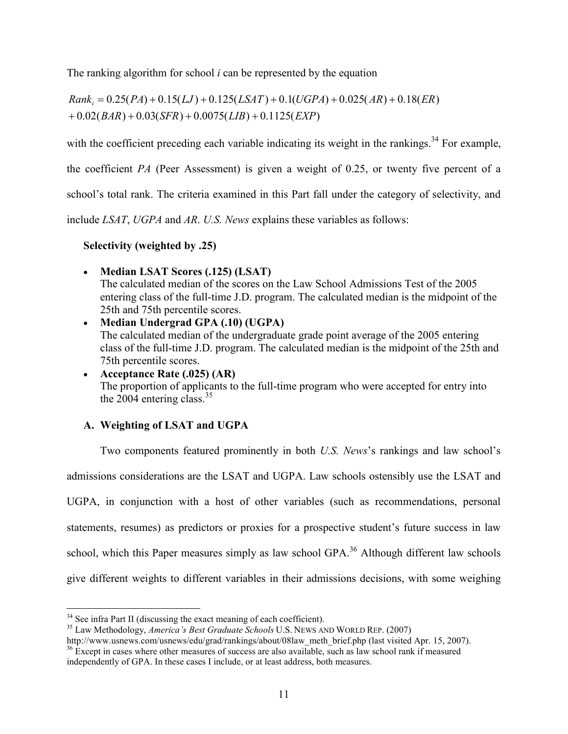The ranking algorithm for school $i$ can be represented by the equation

$$Rank_i = 0.25(PA) + 0.15(LJ) + 0.125(LSAT) + 0.1(UGPA) + 0.025(AR) + 0.18(ER) \\ + 0.02(BAR) + 0.03(SFR) + 0.0075(LIB) + 0.1125(EXP)$$

with the coefficient preceding each variable indicating its weight in the rankings.[34] For example, the coefficient *PA* (Peer Assessment) is given a weight of 0.25, or twenty five percent of a school's total rank. The criteria examined in this Part fall under the category of selectivity, and include *LSAT*, *UGPA* and *AR*. *U.S. News* explains these variables as follows:

**Selectivity (weighted by .25)**

- **Median LSAT Scores (.125) (LSAT)**
  The calculated median of the scores on the Law School Admissions Test of the 2005 entering class of the full-time J.D. program. The calculated median is the midpoint of the 25th and 75th percentile scores.
- **Median Undergrad GPA (.10) (UGPA)**
  The calculated median of the undergraduate grade point average of the 2005 entering class of the full-time J.D. program. The calculated median is the midpoint of the 25th and 75th percentile scores.
- **Acceptance Rate (.025) (AR)**
  The proportion of applicants to the full-time program who were accepted for entry into the 2004 entering class.[35]

### A. Weighting of LSAT and UGPA

Two components featured prominently in both *U.S. News*'s rankings and law school's admissions considerations are the LSAT and UGPA. Law schools ostensibly use the LSAT and UGPA, in conjunction with a host of other variables (such as recommendations, personal statements, resumes) as predictors or proxies for a prospective student's future success in law school, which this Paper measures simply as law school GPA.[36] Although different law schools give different weights to different variables in their admissions decisions, with some weighing

---

[34] See infra Part II (discussing the exact meaning of each coefficient).

[35] Law Methodology, *America's Best Graduate Schools* U.S. NEWS AND WORLD REP. (2007) http://www.usnews.com/usnews/edu/grad/rankings/about/08law_meth_brief.php (last visited Apr. 15, 2007).

[36] Except in cases where other measures of success are also available, such as law school rank if measured independently of GPA. In these cases I include, or at least address, both measures.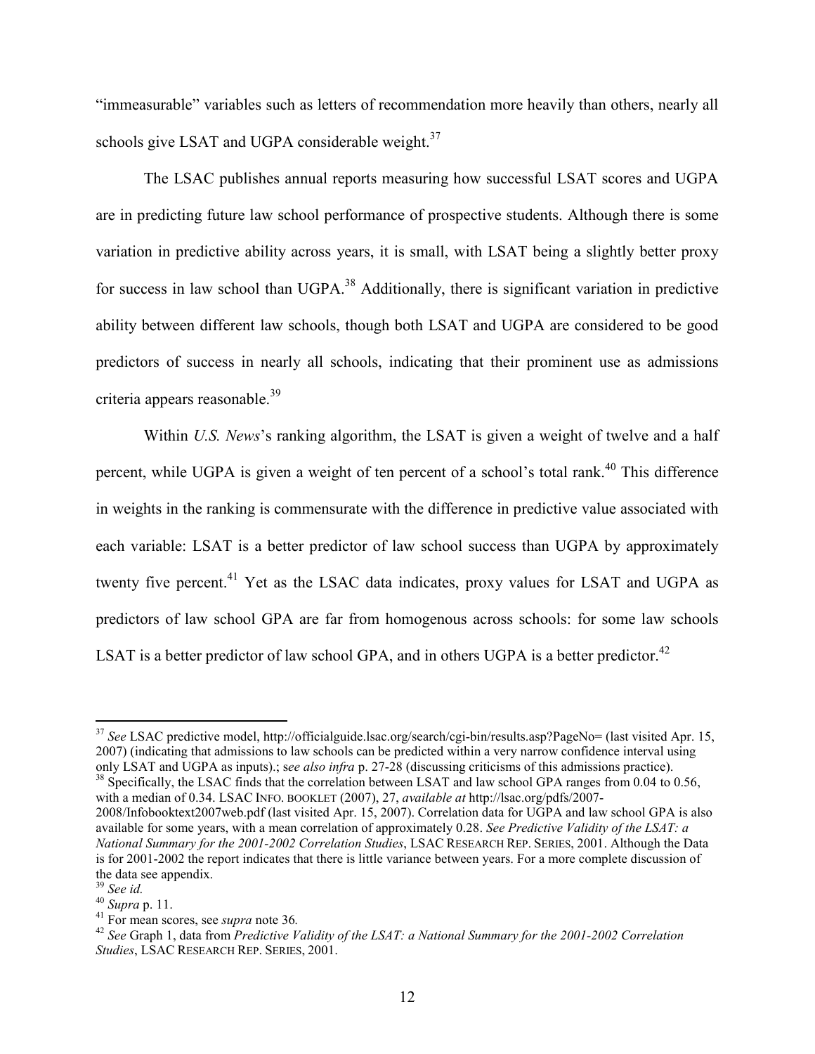"immeasurable" variables such as letters of recommendation more heavily than others, nearly all schools give LSAT and UGPA considerable weight.[37]

The LSAC publishes annual reports measuring how successful LSAT scores and UGPA are in predicting future law school performance of prospective students. Although there is some variation in predictive ability across years, it is small, with LSAT being a slightly better proxy for success in law school than UGPA.[38] Additionally, there is significant variation in predictive ability between different law schools, though both LSAT and UGPA are considered to be good predictors of success in nearly all schools, indicating that their prominent use as admissions criteria appears reasonable.[39]

Within *U.S. News*'s ranking algorithm, the LSAT is given a weight of twelve and a half percent, while UGPA is given a weight of ten percent of a school's total rank.[40] This difference in weights in the ranking is commensurate with the difference in predictive value associated with each variable: LSAT is a better predictor of law school success than UGPA by approximately twenty five percent.[41] Yet as the LSAC data indicates, proxy values for LSAT and UGPA as predictors of law school GPA are far from homogenous across schools: for some law schools LSAT is a better predictor of law school GPA, and in others UGPA is a better predictor.[42]

---

[37] *See* LSAC predictive model, http://officialguide.lsac.org/search/cgi-bin/results.asp?PageNo= (last visited Apr. 15, 2007) (indicating that admissions to law schools can be predicted within a very narrow confidence interval using only LSAT and UGPA as inputs).; s*ee also infra* p. 27-28 (discussing criticisms of this admissions practice).

[38] Specifically, the LSAC finds that the correlation between LSAT and law school GPA ranges from 0.04 to 0.56, with a median of 0.34. LSAC INFO. BOOKLET (2007), 27, *available at* http://lsac.org/pdfs/2007-2008/Infobooktext2007web.pdf (last visited Apr. 15, 2007). Correlation data for UGPA and law school GPA is also available for some years, with a mean correlation of approximately 0.28. *See Predictive Validity of the LSAT: a National Summary for the 2001-2002 Correlation Studies*, LSAC RESEARCH REP. SERIES, 2001. Although the Data is for 2001-2002 the report indicates that there is little variance between years. For a more complete discussion of the data see appendix.

[39] *See id.*

[40] *Supra* p. 11.

[41] For mean scores, see *supra* note 36.

[42] *See* Graph 1, data from *Predictive Validity of the LSAT: a National Summary for the 2001-2002 Correlation Studies*, LSAC RESEARCH REP. SERIES, 2001.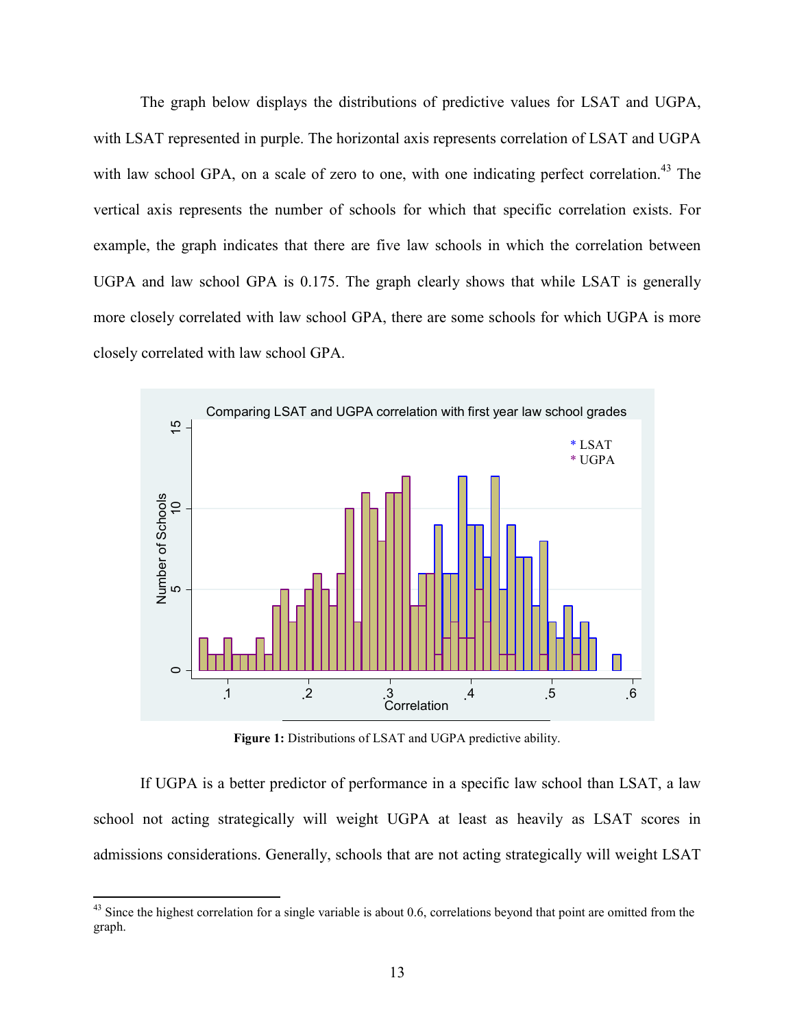The graph below displays the distributions of predictive values for LSAT and UGPA, with LSAT represented in purple. The horizontal axis represents correlation of LSAT and UGPA with law school GPA, on a scale of zero to one, with one indicating perfect correlation.[43] The vertical axis represents the number of schools for which that specific correlation exists. For example, the graph indicates that there are five law schools in which the correlation between UGPA and law school GPA is 0.175. The graph clearly shows that while LSAT is generally more closely correlated with law school GPA, there are some schools for which UGPA is more closely correlated with law school GPA.

**Figure 1:** Distributions of LSAT and UGPA predictive ability.

If UGPA is a better predictor of performance in a specific law school than LSAT, a law school not acting strategically will weight UGPA at least as heavily as LSAT scores in admissions considerations. Generally, schools that are not acting strategically will weight LSAT

[43] Since the highest correlation for a single variable is about 0.6, correlations beyond that point are omitted from the graph.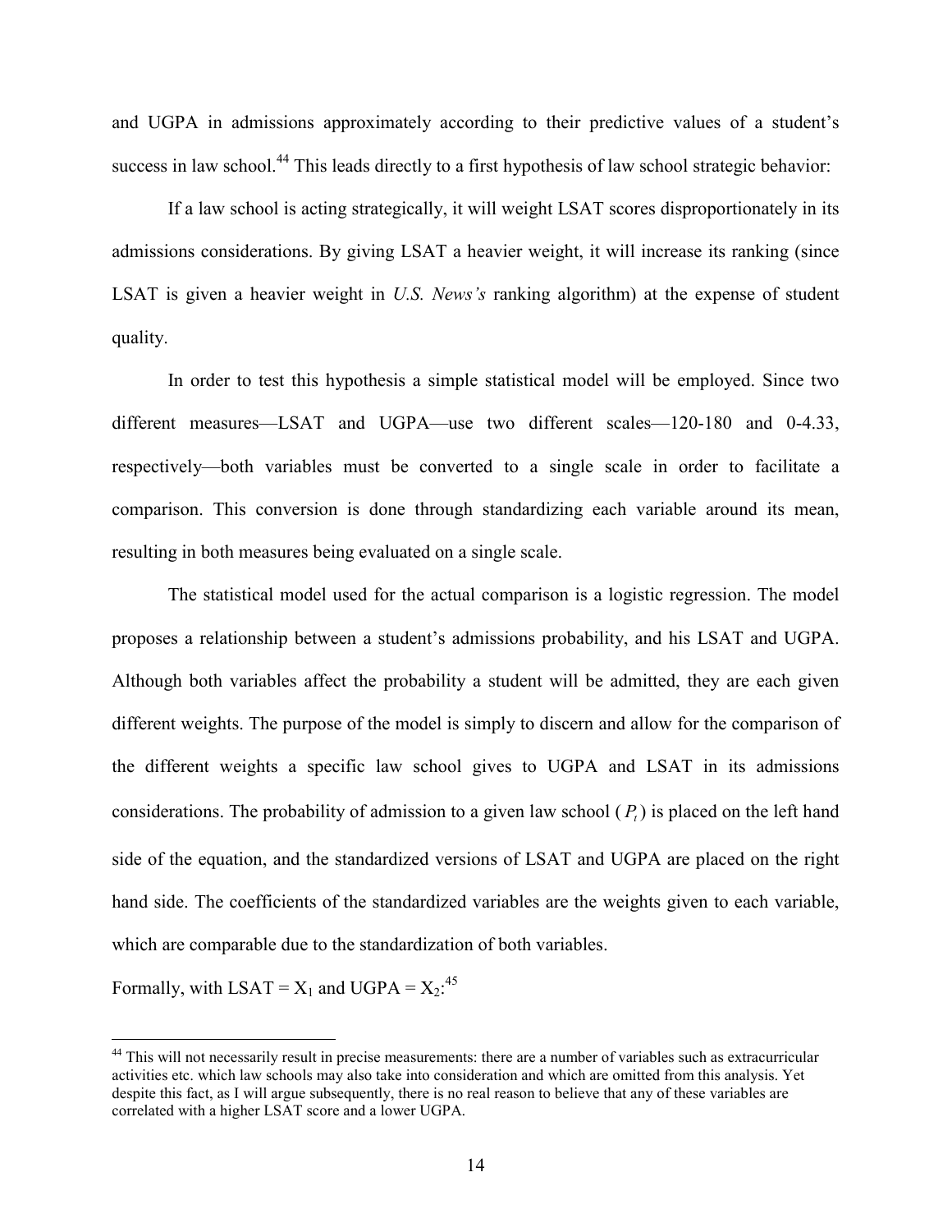and UGPA in admissions approximately according to their predictive values of a student's success in law school.[44] This leads directly to a first hypothesis of law school strategic behavior:

If a law school is acting strategically, it will weight LSAT scores disproportionately in its admissions considerations. By giving LSAT a heavier weight, it will increase its ranking (since LSAT is given a heavier weight in *U.S. News's* ranking algorithm) at the expense of student quality.

In order to test this hypothesis a simple statistical model will be employed. Since two different measures—LSAT and UGPA—use two different scales—120-180 and 0-4.33, respectively—both variables must be converted to a single scale in order to facilitate a comparison. This conversion is done through standardizing each variable around its mean, resulting in both measures being evaluated on a single scale.

The statistical model used for the actual comparison is a logistic regression. The model proposes a relationship between a student's admissions probability, and his LSAT and UGPA. Although both variables affect the probability a student will be admitted, they are each given different weights. The purpose of the model is simply to discern and allow for the comparison of the different weights a specific law school gives to UGPA and LSAT in its admissions considerations. The probability of admission to a given law school ($P_t$) is placed on the left hand side of the equation, and the standardized versions of LSAT and UGPA are placed on the right hand side. The coefficients of the standardized variables are the weights given to each variable, which are comparable due to the standardization of both variables.

Formally, with LSAT = $X_1$ and UGPA = $X_2$:[45]

[44] This will not necessarily result in precise measurements: there are a number of variables such as extracurricular activities etc. which law schools may also take into consideration and which are omitted from this analysis. Yet despite this fact, as I will argue subsequently, there is no real reason to believe that any of these variables are correlated with a higher LSAT score and a lower UGPA.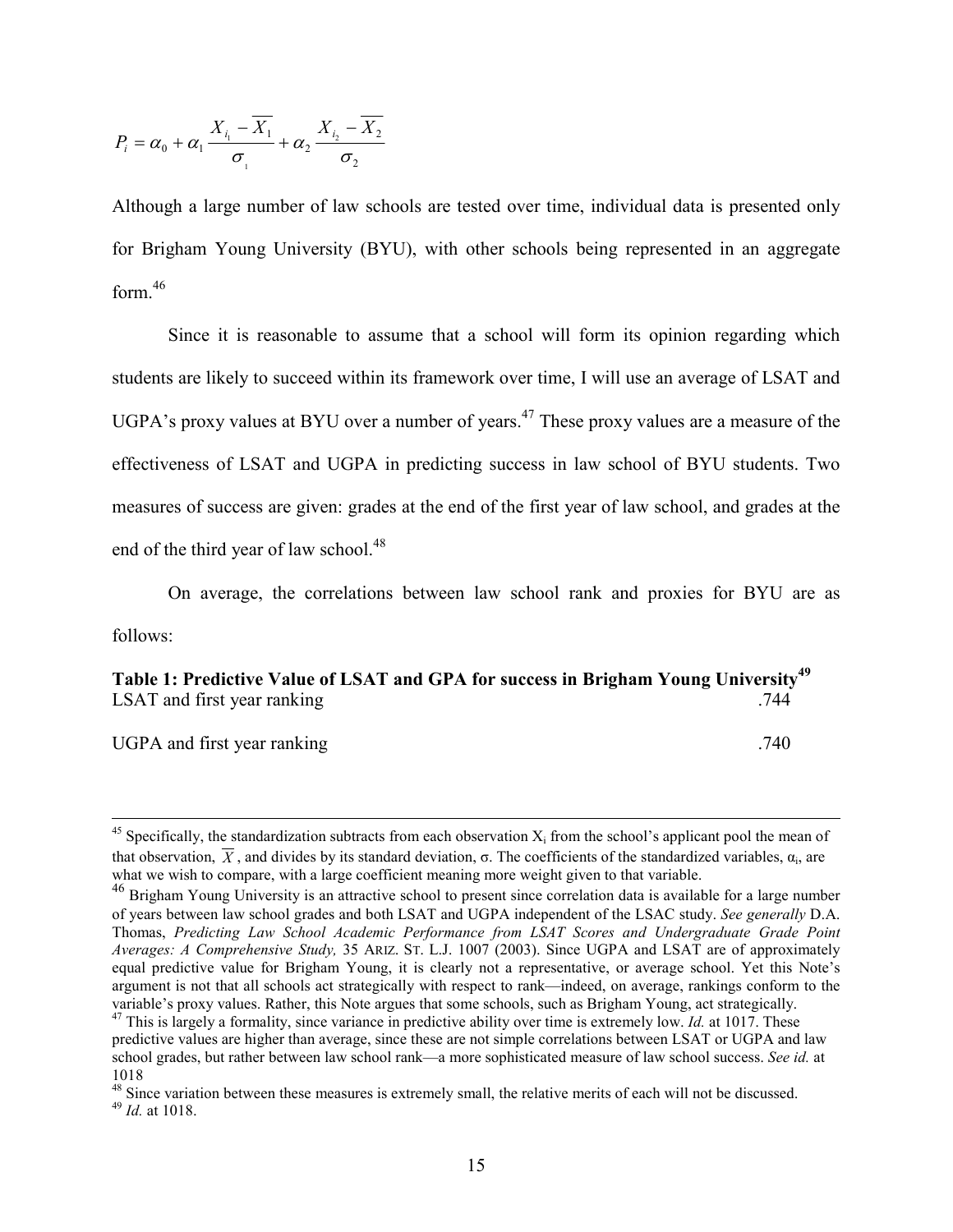$$P_i = \alpha_0 + \alpha_1 \frac{X_{i_1} - \overline{X_1}}{\sigma_1} + \alpha_2 \frac{X_{i_2} - \overline{X_2}}{\sigma_2}$$

Although a large number of law schools are tested over time, individual data is presented only for Brigham Young University (BYU), with other schools being represented in an aggregate form.[46]

Since it is reasonable to assume that a school will form its opinion regarding which students are likely to succeed within its framework over time, I will use an average of LSAT and UGPA's proxy values at BYU over a number of years.[47] These proxy values are a measure of the effectiveness of LSAT and UGPA in predicting success in law school of BYU students. Two measures of success are given: grades at the end of the first year of law school, and grades at the end of the third year of law school.[48]

On average, the correlations between law school rank and proxies for BYU are as follows:

**Table 1: Predictive Value of LSAT and GPA for success in Brigham Young University[49]**

| | |
|---|---|
| LSAT and first year ranking | .744 |
| UGPA and first year ranking | .740 |

---

[45] Specifically, the standardization subtracts from each observation $X_i$ from the school's applicant pool the mean of that observation, $\overline{X}$, and divides by its standard deviation, σ. The coefficients of the standardized variables, $\alpha_i$, are what we wish to compare, with a large coefficient meaning more weight given to that variable.

[46] Brigham Young University is an attractive school to present since correlation data is available for a large number of years between law school grades and both LSAT and UGPA independent of the LSAC study. *See generally* D.A. Thomas, *Predicting Law School Academic Performance from LSAT Scores and Undergraduate Grade Point Averages: A Comprehensive Study,* 35 ARIZ. ST. L.J. 1007 (2003). Since UGPA and LSAT are of approximately equal predictive value for Brigham Young, it is clearly not a representative, or average school. Yet this Note's argument is not that all schools act strategically with respect to rank—indeed, on average, rankings conform to the variable's proxy values. Rather, this Note argues that some schools, such as Brigham Young, act strategically.

[47] This is largely a formality, since variance in predictive ability over time is extremely low. *Id.* at 1017. These predictive values are higher than average, since these are not simple correlations between LSAT or UGPA and law school grades, but rather between law school rank—a more sophisticated measure of law school success. *See id.* at 1018

[48] Since variation between these measures is extremely small, the relative merits of each will not be discussed.

[49] *Id.* at 1018.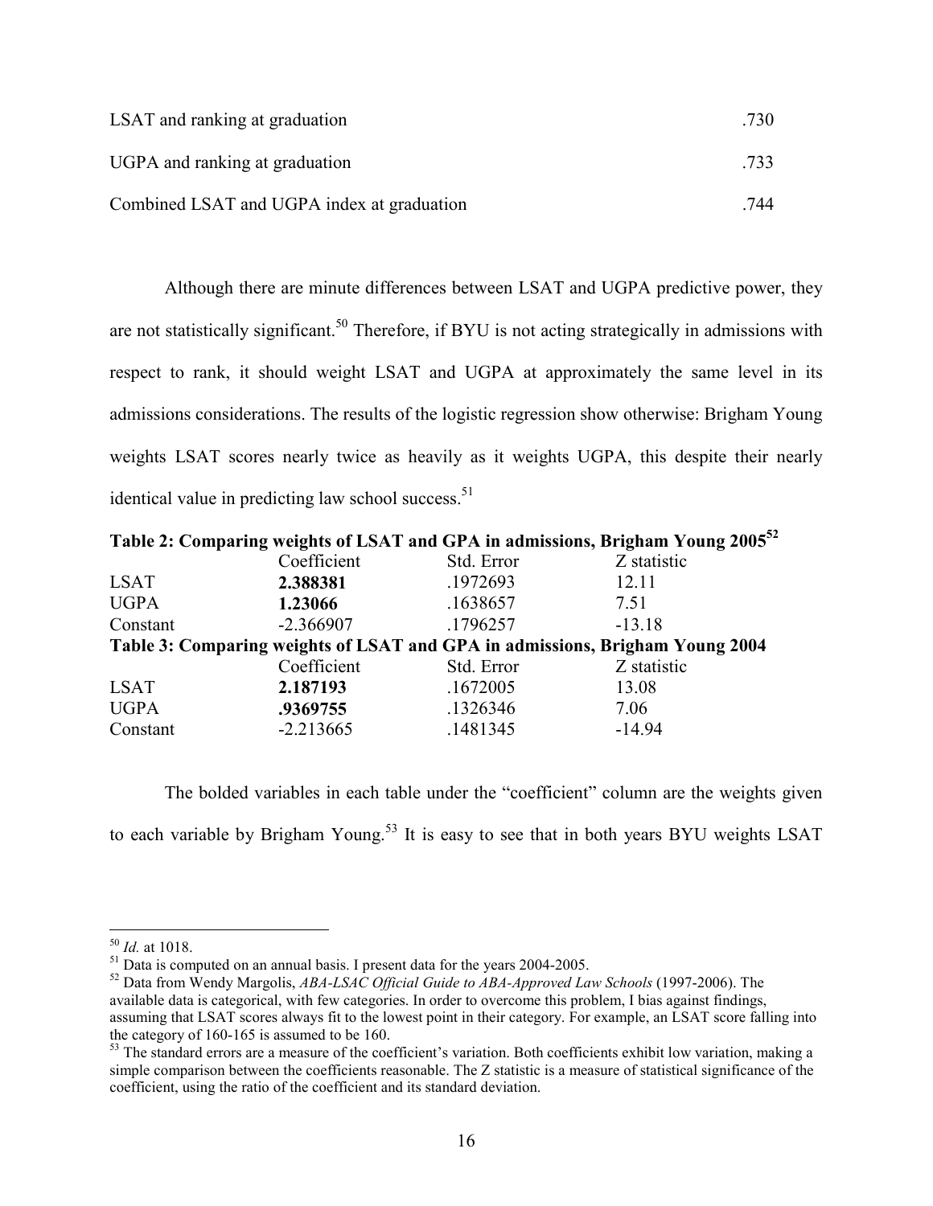| | |
|---|---|
| LSAT and ranking at graduation | .730 |
| UGPA and ranking at graduation | .733 |
| Combined LSAT and UGPA index at graduation | .744 |

Although there are minute differences between LSAT and UGPA predictive power, they are not statistically significant.[50] Therefore, if BYU is not acting strategically in admissions with respect to rank, it should weight LSAT and UGPA at approximately the same level in its admissions considerations. The results of the logistic regression show otherwise: Brigham Young weights LSAT scores nearly twice as heavily as it weights UGPA, this despite their nearly identical value in predicting law school success.[51]

**Table 2: Comparing weights of LSAT and GPA in admissions, Brigham Young 2005[52]**

| | Coefficient | Std. Error | Z statistic |
|---|---|---|---|
| LSAT | **2.388381** | .1972693 | 12.11 |
| UGPA | **1.23066** | .1638657 | 7.51 |
| Constant | -2.366907 | .1796257 | -13.18 |

**Table 3: Comparing weights of LSAT and GPA in admissions, Brigham Young 2004**

| | Coefficient | Std. Error | Z statistic |
|---|---|---|---|
| LSAT | **2.187193** | .1672005 | 13.08 |
| UGPA | **.9369755** | .1326346 | 7.06 |
| Constant | -2.213665 | .1481345 | -14.94 |

The bolded variables in each table under the "coefficient" column are the weights given to each variable by Brigham Young.[53] It is easy to see that in both years BYU weights LSAT

---

[50] *Id.* at 1018.

[51] Data is computed on an annual basis. I present data for the years 2004-2005.

[52] Data from Wendy Margolis, *ABA-LSAC Official Guide to ABA-Approved Law Schools* (1997-2006). The available data is categorical, with few categories. In order to overcome this problem, I bias against findings, assuming that LSAT scores always fit to the lowest point in their category. For example, an LSAT score falling into the category of 160-165 is assumed to be 160.

[53] The standard errors are a measure of the coefficient's variation. Both coefficients exhibit low variation, making a simple comparison between the coefficients reasonable. The Z statistic is a measure of statistical significance of the coefficient, using the ratio of the coefficient and its standard deviation.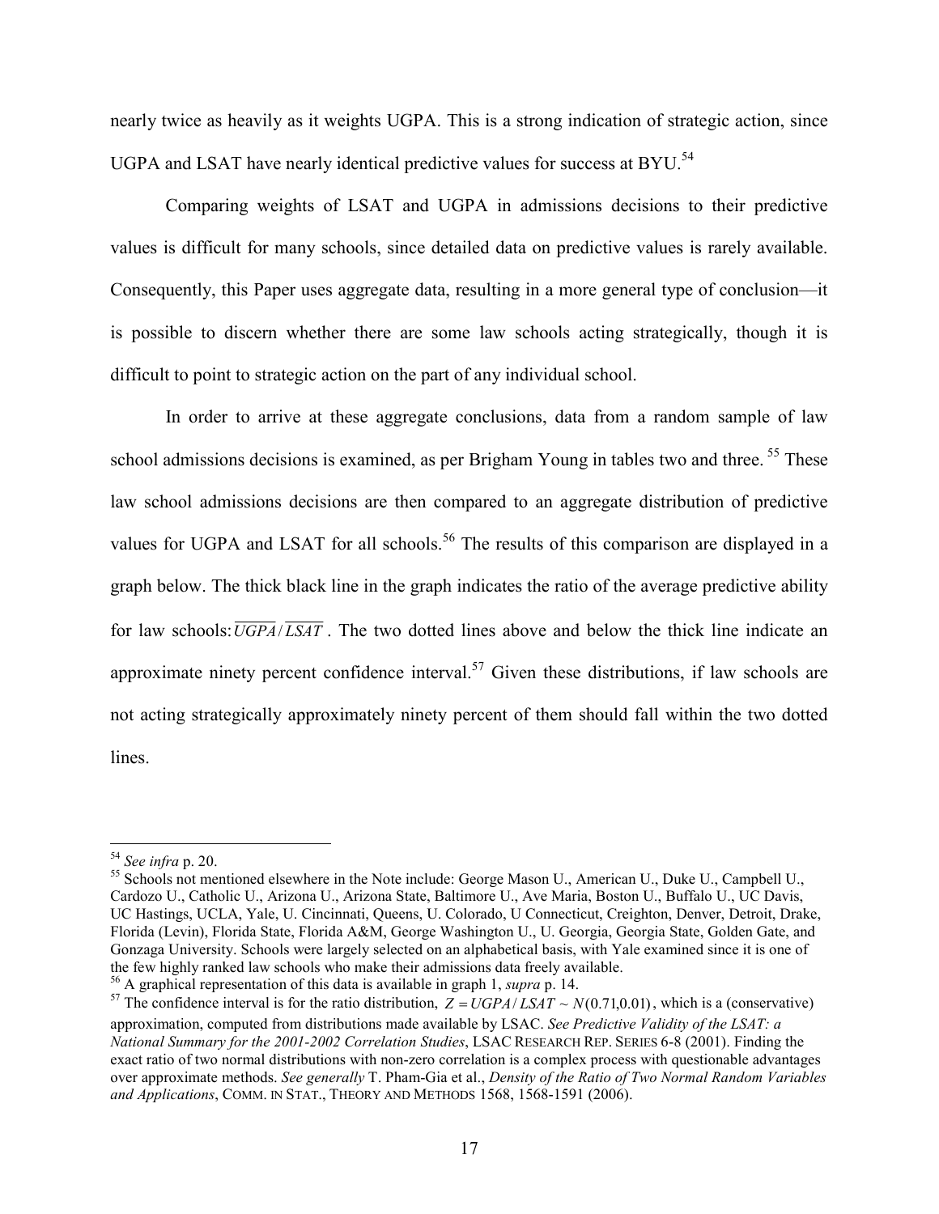nearly twice as heavily as it weights UGPA. This is a strong indication of strategic action, since UGPA and LSAT have nearly identical predictive values for success at BYU.[54]

Comparing weights of LSAT and UGPA in admissions decisions to their predictive values is difficult for many schools, since detailed data on predictive values is rarely available. Consequently, this Paper uses aggregate data, resulting in a more general type of conclusion—it is possible to discern whether there are some law schools acting strategically, though it is difficult to point to strategic action on the part of any individual school.

In order to arrive at these aggregate conclusions, data from a random sample of law school admissions decisions is examined, as per Brigham Young in tables two and three.[55] These law school admissions decisions are then compared to an aggregate distribution of predictive values for UGPA and LSAT for all schools.[56] The results of this comparison are displayed in a graph below. The thick black line in the graph indicates the ratio of the average predictive ability for law schools: $\overline{UGPA}/\overline{LSAT}$. The two dotted lines above and below the thick line indicate an approximate ninety percent confidence interval.[57] Given these distributions, if law schools are not acting strategically approximately ninety percent of them should fall within the two dotted lines.

---

[54] *See infra* p. 20.

[55] Schools not mentioned elsewhere in the Note include: George Mason U., American U., Duke U., Campbell U., Cardozo U., Catholic U., Arizona U., Arizona State, Baltimore U., Ave Maria, Boston U., Buffalo U., UC Davis, UC Hastings, UCLA, Yale, U. Cincinnati, Queens, U. Colorado, U Connecticut, Creighton, Denver, Detroit, Drake, Florida (Levin), Florida State, Florida A&M, George Washington U., U. Georgia, Georgia State, Golden Gate, and Gonzaga University. Schools were largely selected on an alphabetical basis, with Yale examined since it is one of the few highly ranked law schools who make their admissions data freely available.

[56] A graphical representation of this data is available in graph 1, *supra* p. 14.

[57] The confidence interval is for the ratio distribution, $Z = UGPA/LSAT \sim N(0.71, 0.01)$, which is a (conservative) approximation, computed from distributions made available by LSAC. *See Predictive Validity of the LSAT: a National Summary for the 2001-2002 Correlation Studies*, LSAC RESEARCH REP. SERIES 6-8 (2001). Finding the exact ratio of two normal distributions with non-zero correlation is a complex process with questionable advantages over approximate methods. *See generally* T. Pham-Gia et al., *Density of the Ratio of Two Normal Random Variables and Applications*, COMM. IN STAT., THEORY AND METHODS 1568, 1568-1591 (2006).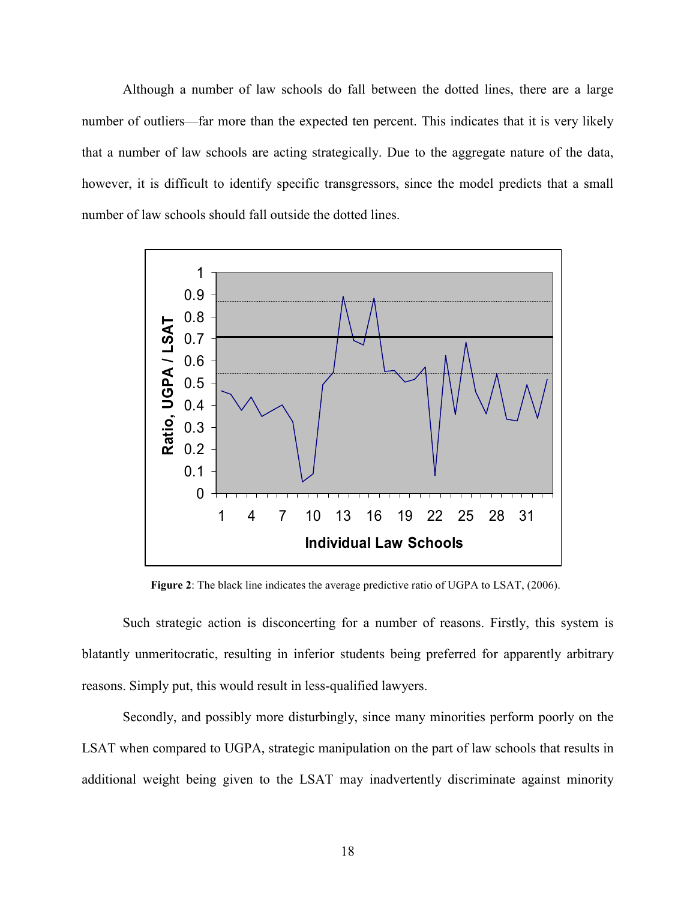Although a number of law schools do fall between the dotted lines, there are a large number of outliers—far more than the expected ten percent. This indicates that it is very likely that a number of law schools are acting strategically. Due to the aggregate nature of the data, however, it is difficult to identify specific transgressors, since the model predicts that a small number of law schools should fall outside the dotted lines.

**Figure 2**: The black line indicates the average predictive ratio of UGPA to LSAT, (2006).

Such strategic action is disconcerting for a number of reasons. Firstly, this system is blatantly unmeritocratic, resulting in inferior students being preferred for apparently arbitrary reasons. Simply put, this would result in less-qualified lawyers.

Secondly, and possibly more disturbingly, since many minorities perform poorly on the LSAT when compared to UGPA, strategic manipulation on the part of law schools that results in additional weight being given to the LSAT may inadvertently discriminate against minority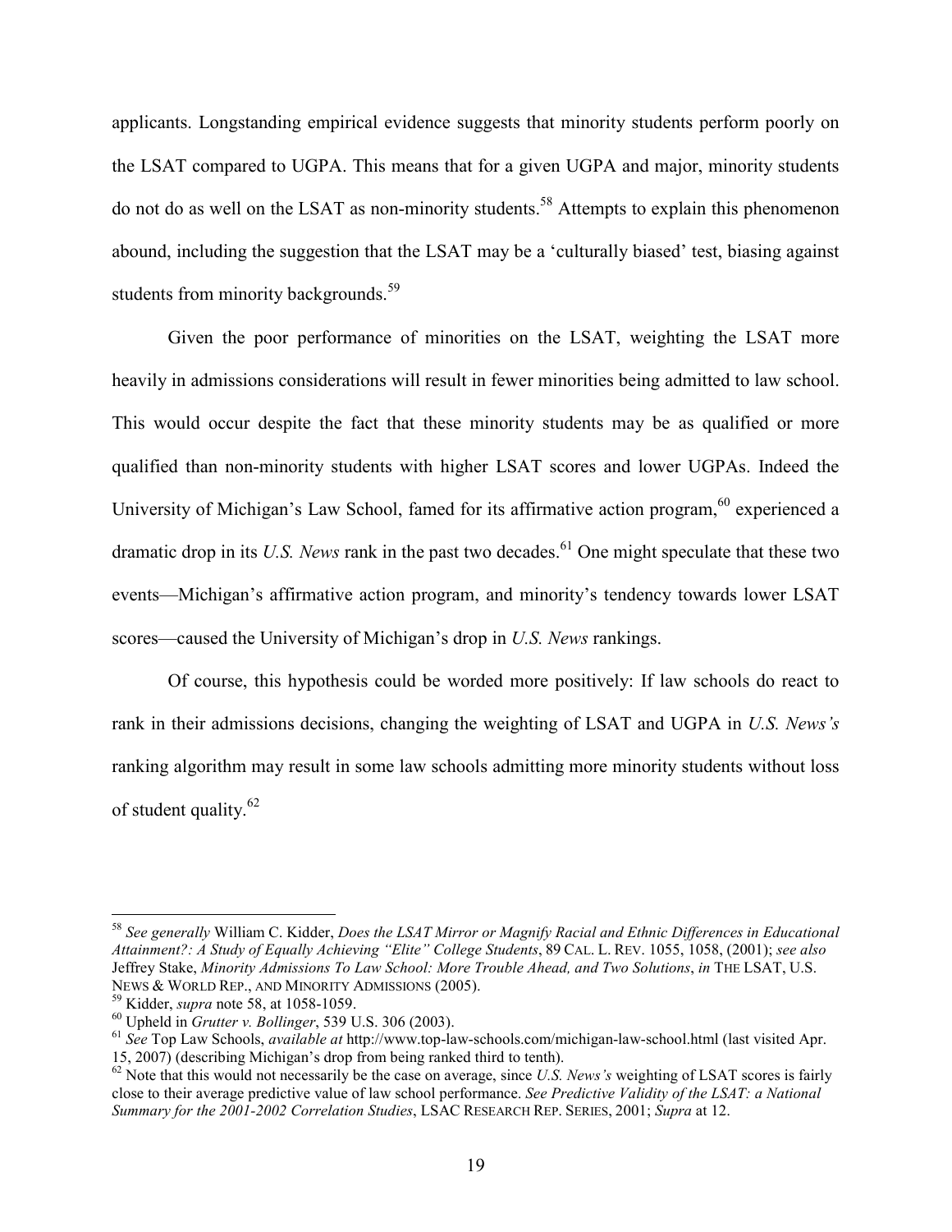applicants. Longstanding empirical evidence suggests that minority students perform poorly on the LSAT compared to UGPA. This means that for a given UGPA and major, minority students do not do as well on the LSAT as non-minority students.[58] Attempts to explain this phenomenon abound, including the suggestion that the LSAT may be a 'culturally biased' test, biasing against students from minority backgrounds.[59]

Given the poor performance of minorities on the LSAT, weighting the LSAT more heavily in admissions considerations will result in fewer minorities being admitted to law school. This would occur despite the fact that these minority students may be as qualified or more qualified than non-minority students with higher LSAT scores and lower UGPAs. Indeed the University of Michigan's Law School, famed for its affirmative action program,[60] experienced a dramatic drop in its *U.S. News* rank in the past two decades.[61] One might speculate that these two events—Michigan's affirmative action program, and minority's tendency towards lower LSAT scores—caused the University of Michigan's drop in *U.S. News* rankings.

Of course, this hypothesis could be worded more positively: If law schools do react to rank in their admissions decisions, changing the weighting of LSAT and UGPA in *U.S. News's* ranking algorithm may result in some law schools admitting more minority students without loss of student quality.[62]

---

[58] *See generally* William C. Kidder, *Does the LSAT Mirror or Magnify Racial and Ethnic Differences in Educational Attainment?: A Study of Equally Achieving "Elite" College Students*, 89 CAL. L. REV. 1055, 1058, (2001); *see also* Jeffrey Stake, *Minority Admissions To Law School: More Trouble Ahead, and Two Solutions*, *in* THE LSAT, U.S. NEWS & WORLD REP., AND MINORITY ADMISSIONS (2005).

[59] Kidder, *supra* note 58, at 1058-1059.

[60] Upheld in *Grutter v. Bollinger*, 539 U.S. 306 (2003).

[61] *See* Top Law Schools, *available at* http://www.top-law-schools.com/michigan-law-school.html (last visited Apr. 15, 2007) (describing Michigan's drop from being ranked third to tenth).

[62] Note that this would not necessarily be the case on average, since *U.S. News's* weighting of LSAT scores is fairly close to their average predictive value of law school performance. *See Predictive Validity of the LSAT: a National Summary for the 2001-2002 Correlation Studies*, LSAC RESEARCH REP. SERIES, 2001; *Supra* at 12.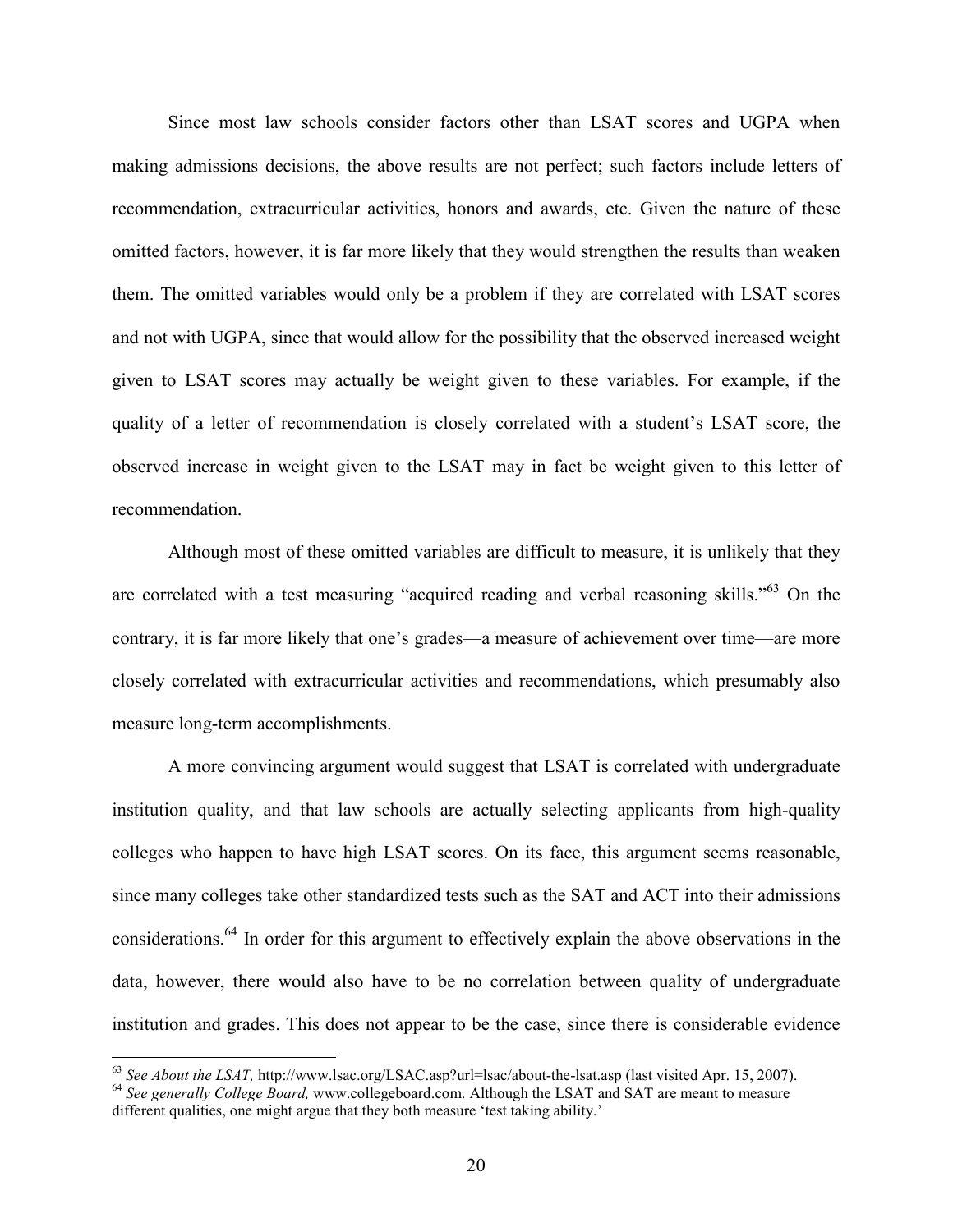Since most law schools consider factors other than LSAT scores and UGPA when making admissions decisions, the above results are not perfect; such factors include letters of recommendation, extracurricular activities, honors and awards, etc. Given the nature of these omitted factors, however, it is far more likely that they would strengthen the results than weaken them. The omitted variables would only be a problem if they are correlated with LSAT scores and not with UGPA, since that would allow for the possibility that the observed increased weight given to LSAT scores may actually be weight given to these variables. For example, if the quality of a letter of recommendation is closely correlated with a student's LSAT score, the observed increase in weight given to the LSAT may in fact be weight given to this letter of recommendation.

Although most of these omitted variables are difficult to measure, it is unlikely that they are correlated with a test measuring "acquired reading and verbal reasoning skills."[63] On the contrary, it is far more likely that one's grades—a measure of achievement over time—are more closely correlated with extracurricular activities and recommendations, which presumably also measure long-term accomplishments.

A more convincing argument would suggest that LSAT is correlated with undergraduate institution quality, and that law schools are actually selecting applicants from high-quality colleges who happen to have high LSAT scores. On its face, this argument seems reasonable, since many colleges take other standardized tests such as the SAT and ACT into their admissions considerations.[64] In order for this argument to effectively explain the above observations in the data, however, there would also have to be no correlation between quality of undergraduate institution and grades. This does not appear to be the case, since there is considerable evidence

---

[63] *See About the LSAT,* http://www.lsac.org/LSAC.asp?url=lsac/about-the-lsat.asp (last visited Apr. 15, 2007).

[64] *See generally College Board,* www.collegeboard.com. Although the LSAT and SAT are meant to measure different qualities, one might argue that they both measure 'test taking ability.'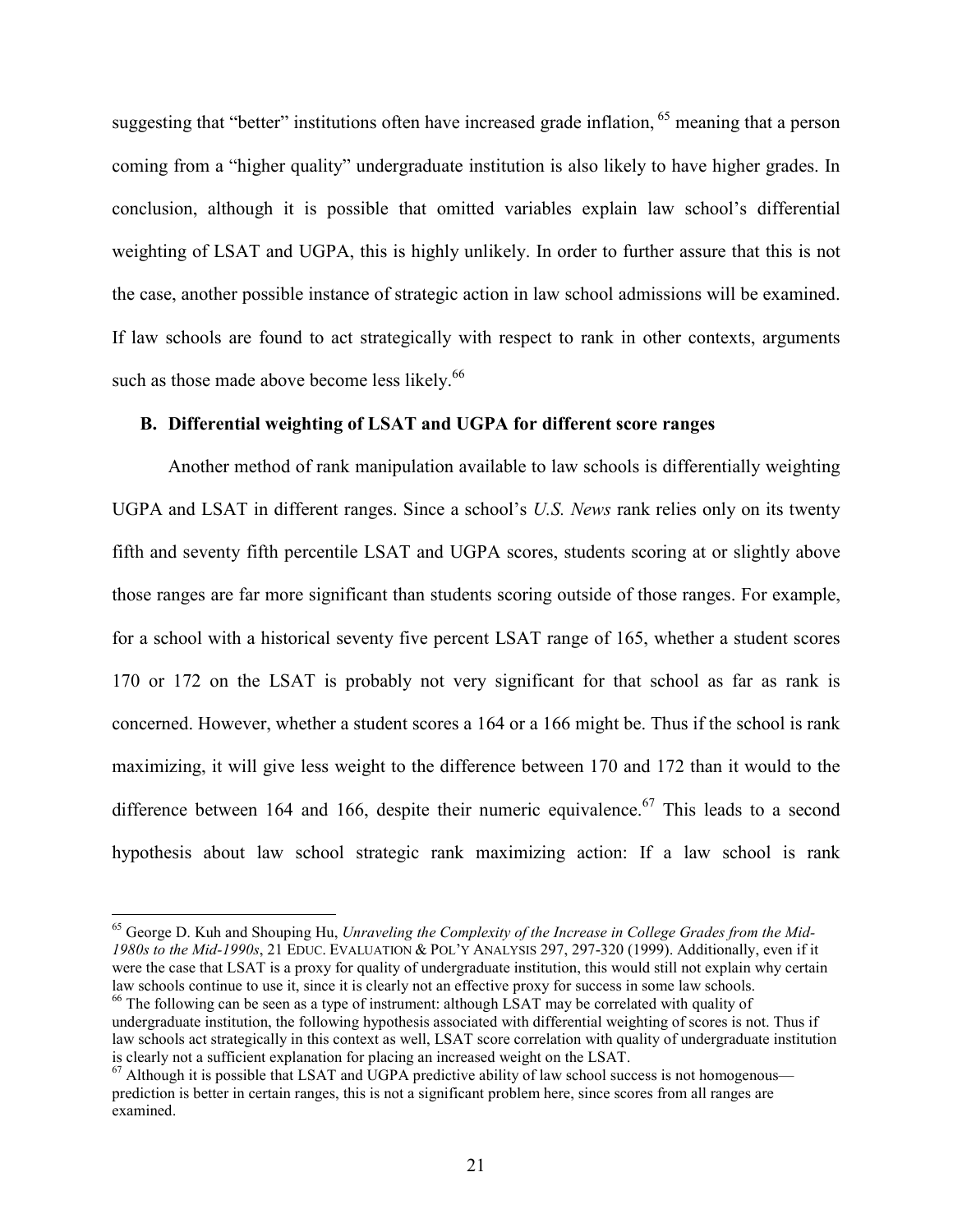suggesting that "better" institutions often have increased grade inflation, [65] meaning that a person coming from a "higher quality" undergraduate institution is also likely to have higher grades. In conclusion, although it is possible that omitted variables explain law school's differential weighting of LSAT and UGPA, this is highly unlikely. In order to further assure that this is not the case, another possible instance of strategic action in law school admissions will be examined. If law schools are found to act strategically with respect to rank in other contexts, arguments such as those made above become less likely.[66]

### B. Differential weighting of LSAT and UGPA for different score ranges

Another method of rank manipulation available to law schools is differentially weighting UGPA and LSAT in different ranges. Since a school's *U.S. News* rank relies only on its twenty fifth and seventy fifth percentile LSAT and UGPA scores, students scoring at or slightly above those ranges are far more significant than students scoring outside of those ranges. For example, for a school with a historical seventy five percent LSAT range of 165, whether a student scores 170 or 172 on the LSAT is probably not very significant for that school as far as rank is concerned. However, whether a student scores a 164 or a 166 might be. Thus if the school is rank maximizing, it will give less weight to the difference between 170 and 172 than it would to the difference between 164 and 166, despite their numeric equivalence.[67] This leads to a second hypothesis about law school strategic rank maximizing action: If a law school is rank

---

[65] George D. Kuh and Shouping Hu, *Unraveling the Complexity of the Increase in College Grades from the Mid-1980s to the Mid-1990s*, 21 EDUC. EVALUATION & POL'Y ANALYSIS 297, 297-320 (1999). Additionally, even if it were the case that LSAT is a proxy for quality of undergraduate institution, this would still not explain why certain law schools continue to use it, since it is clearly not an effective proxy for success in some law schools.

[66] The following can be seen as a type of instrument: although LSAT may be correlated with quality of undergraduate institution, the following hypothesis associated with differential weighting of scores is not. Thus if law schools act strategically in this context as well, LSAT score correlation with quality of undergraduate institution is clearly not a sufficient explanation for placing an increased weight on the LSAT.

[67] Although it is possible that LSAT and UGPA predictive ability of law school success is not homogenous—prediction is better in certain ranges, this is not a significant problem here, since scores from all ranges are examined.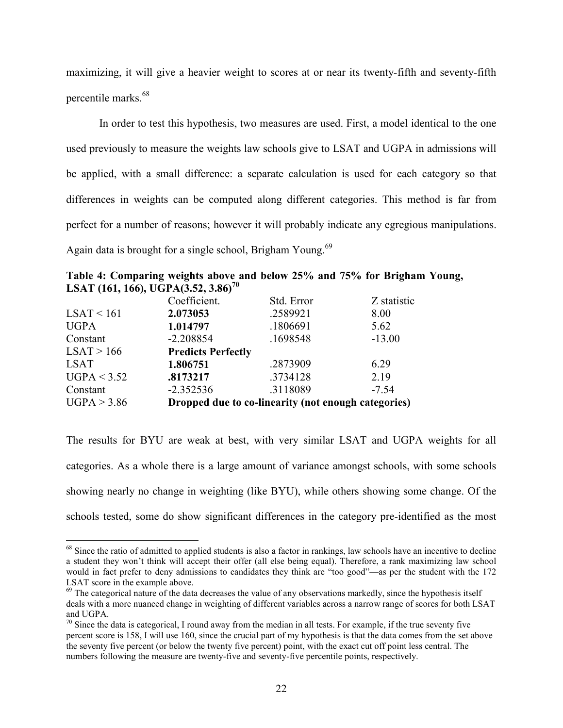maximizing, it will give a heavier weight to scores at or near its twenty-fifth and seventy-fifth percentile marks.[68]

In order to test this hypothesis, two measures are used. First, a model identical to the one used previously to measure the weights law schools give to LSAT and UGPA in admissions will be applied, with a small difference: a separate calculation is used for each category so that differences in weights can be computed along different categories. This method is far from perfect for a number of reasons; however it will probably indicate any egregious manipulations. Again data is brought for a single school, Brigham Young.[69]

**Table 4: Comparing weights above and below 25% and 75% for Brigham Young, LSAT (161, 166), UGPA(3.52, 3.86)[70]**

| | Coefficient. | Std. Error | Z statistic |
|---|---|---|---|
| LSAT < 161 | **2.073053** | .2589921 | 8.00 |
| UGPA | **1.014797** | .1806691 | 5.62 |
| Constant | -2.208854 | .1698548 | -13.00 |
| LSAT > 166 | **Predicts Perfectly** | | |
| LSAT | **1.806751** | .2873909 | 6.29 |
| UGPA < 3.52 | **.8173217** | .3734128 | 2.19 |
| Constant | -2.352536 | .3118089 | -7.54 |
| UGPA > 3.86 | **Dropped due to co-linearity (not enough categories)** | | |

The results for BYU are weak at best, with very similar LSAT and UGPA weights for all categories. As a whole there is a large amount of variance amongst schools, with some schools showing nearly no change in weighting (like BYU), while others showing some change. Of the schools tested, some do show significant differences in the category pre-identified as the most

---

[68] Since the ratio of admitted to applied students is also a factor in rankings, law schools have an incentive to decline a student they won't think will accept their offer (all else being equal). Therefore, a rank maximizing law school would in fact prefer to deny admissions to candidates they think are "too good"—as per the student with the 172 LSAT score in the example above.

[69] The categorical nature of the data decreases the value of any observations markedly, since the hypothesis itself deals with a more nuanced change in weighting of different variables across a narrow range of scores for both LSAT and UGPA.

[70] Since the data is categorical, I round away from the median in all tests. For example, if the true seventy five percent score is 158, I will use 160, since the crucial part of my hypothesis is that the data comes from the set above the seventy five percent (or below the twenty five percent) point, with the exact cut off point less central. The numbers following the measure are twenty-five and seventy-five percentile points, respectively.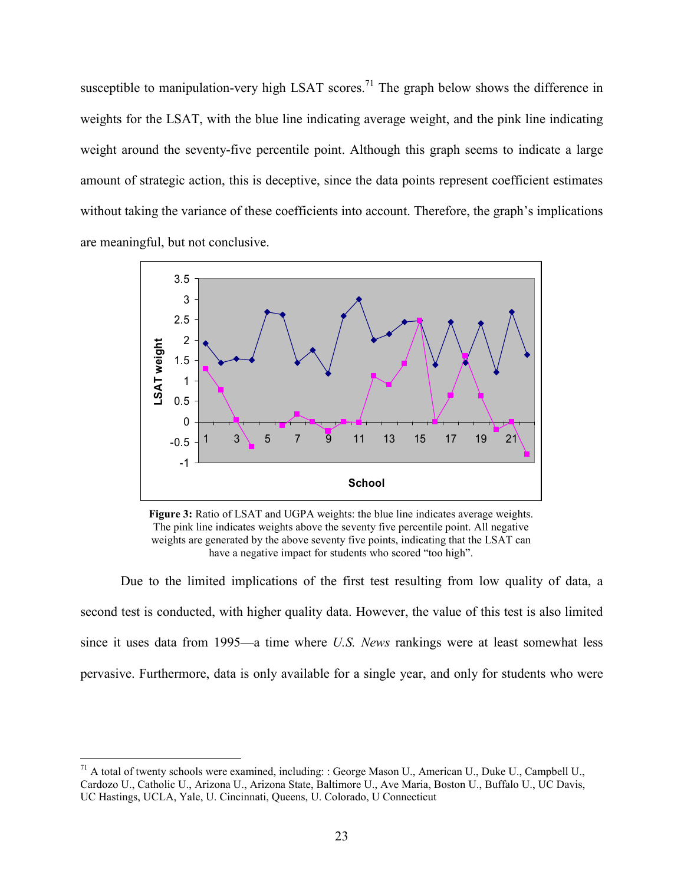susceptible to manipulation-very high LSAT scores.[71] The graph below shows the difference in weights for the LSAT, with the blue line indicating average weight, and the pink line indicating weight around the seventy-five percentile point. Although this graph seems to indicate a large amount of strategic action, this is deceptive, since the data points represent coefficient estimates without taking the variance of these coefficients into account. Therefore, the graph's implications are meaningful, but not conclusive.

**Figure 3:** Ratio of LSAT and UGPA weights: the blue line indicates average weights. The pink line indicates weights above the seventy five percentile point. All negative weights are generated by the above seventy five points, indicating that the LSAT can have a negative impact for students who scored "too high".

Due to the limited implications of the first test resulting from low quality of data, a second test is conducted, with higher quality data. However, the value of this test is also limited since it uses data from 1995—a time where *U.S. News* rankings were at least somewhat less pervasive. Furthermore, data is only available for a single year, and only for students who were

---

[71] A total of twenty schools were examined, including: : George Mason U., American U., Duke U., Campbell U., Cardozo U., Catholic U., Arizona U., Arizona State, Baltimore U., Ave Maria, Boston U., Buffalo U., UC Davis, UC Hastings, UCLA, Yale, U. Cincinnati, Queens, U. Colorado, U Connecticut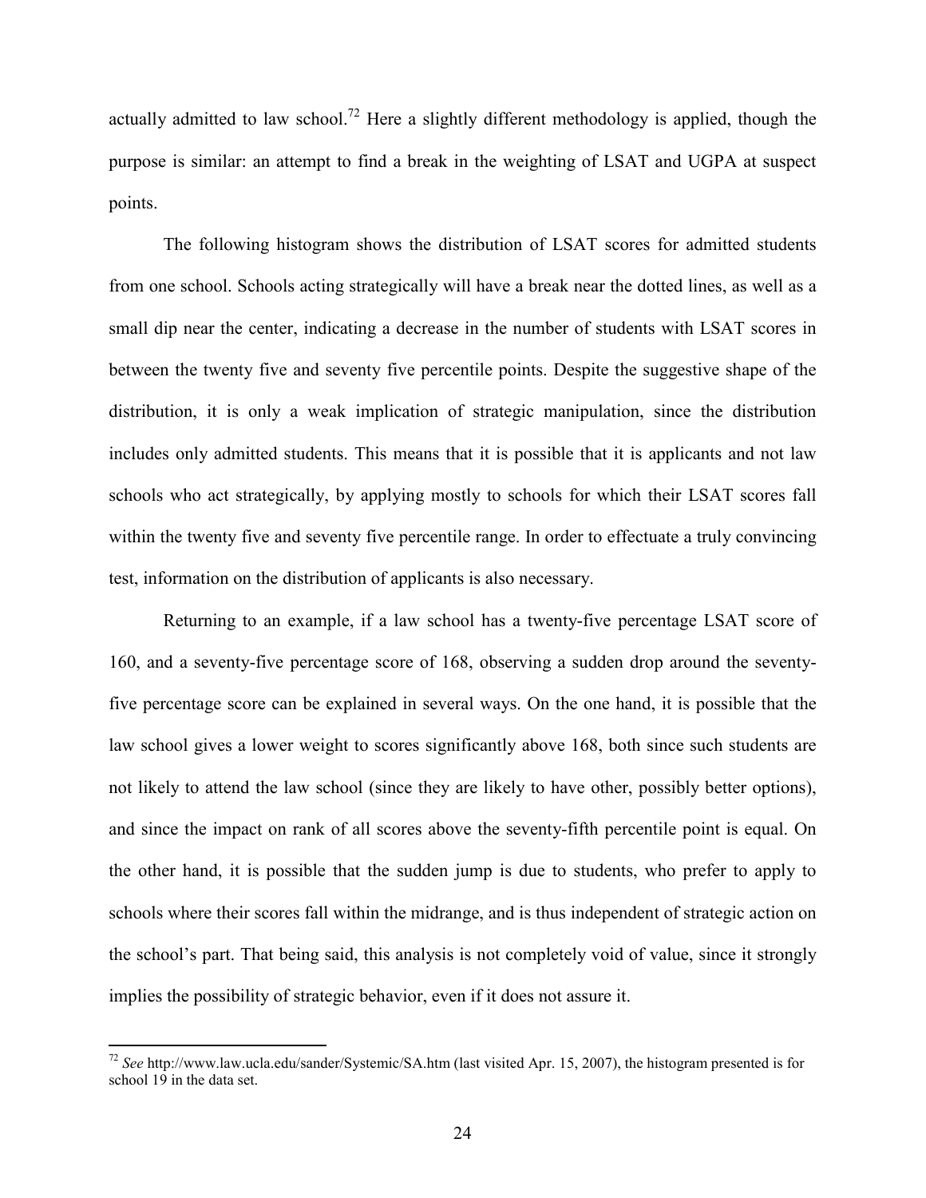actually admitted to law school.[72] Here a slightly different methodology is applied, though the purpose is similar: an attempt to find a break in the weighting of LSAT and UGPA at suspect points.

The following histogram shows the distribution of LSAT scores for admitted students from one school. Schools acting strategically will have a break near the dotted lines, as well as a small dip near the center, indicating a decrease in the number of students with LSAT scores in between the twenty five and seventy five percentile points. Despite the suggestive shape of the distribution, it is only a weak implication of strategic manipulation, since the distribution includes only admitted students. This means that it is possible that it is applicants and not law schools who act strategically, by applying mostly to schools for which their LSAT scores fall within the twenty five and seventy five percentile range. In order to effectuate a truly convincing test, information on the distribution of applicants is also necessary.

Returning to an example, if a law school has a twenty-five percentage LSAT score of 160, and a seventy-five percentage score of 168, observing a sudden drop around the seventy-five percentage score can be explained in several ways. On the one hand, it is possible that the law school gives a lower weight to scores significantly above 168, both since such students are not likely to attend the law school (since they are likely to have other, possibly better options), and since the impact on rank of all scores above the seventy-fifth percentile point is equal. On the other hand, it is possible that the sudden jump is due to students, who prefer to apply to schools where their scores fall within the midrange, and is thus independent of strategic action on the school's part. That being said, this analysis is not completely void of value, since it strongly implies the possibility of strategic behavior, even if it does not assure it.

---

[72] *See* http://www.law.ucla.edu/sander/Systemic/SA.htm (last visited Apr. 15, 2007), the histogram presented is for school 19 in the data set.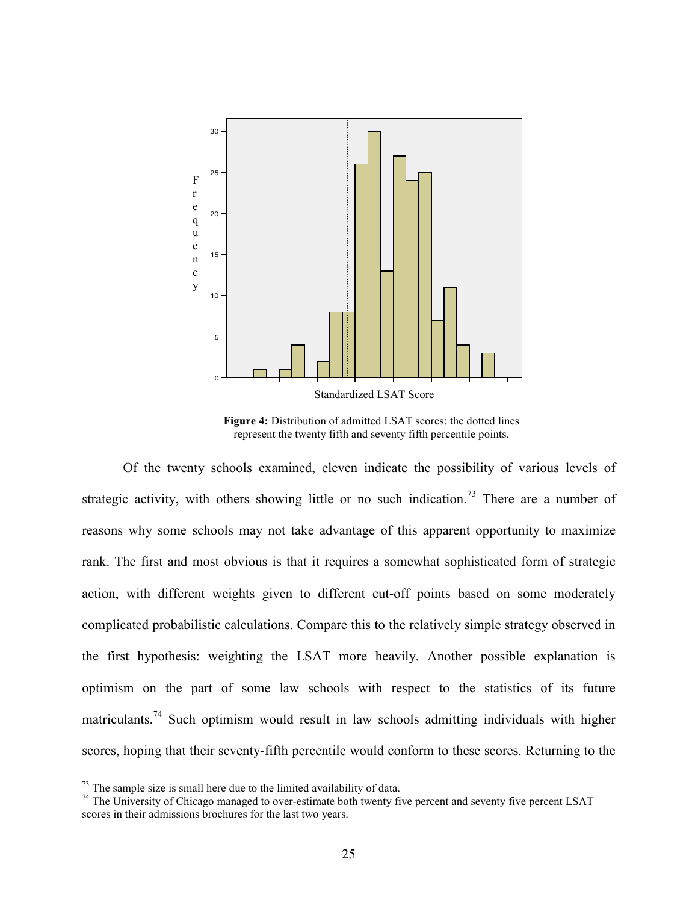**Figure 4:** Distribution of admitted LSAT scores: the dotted lines represent the twenty fifth and seventy fifth percentile points.

Of the twenty schools examined, eleven indicate the possibility of various levels of strategic activity, with others showing little or no such indication.[73] There are a number of reasons why some schools may not take advantage of this apparent opportunity to maximize rank. The first and most obvious is that it requires a somewhat sophisticated form of strategic action, with different weights given to different cut-off points based on some moderately complicated probabilistic calculations. Compare this to the relatively simple strategy observed in the first hypothesis: weighting the LSAT more heavily. Another possible explanation is optimism on the part of some law schools with respect to the statistics of its future matriculants.[74] Such optimism would result in law schools admitting individuals with higher scores, hoping that their seventy-fifth percentile would conform to these scores. Returning to the

[73] The sample size is small here due to the limited availability of data.

[74] The University of Chicago managed to over-estimate both twenty five percent and seventy five percent LSAT scores in their admissions brochures for the last two years.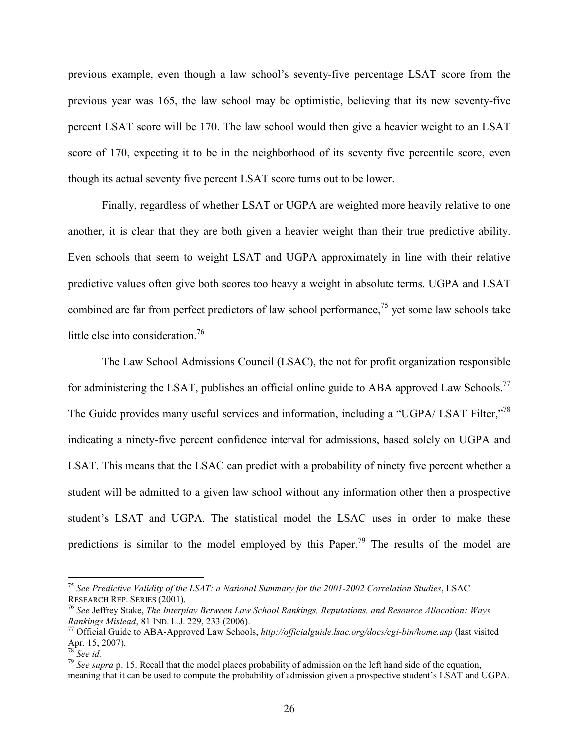previous example, even though a law school's seventy-five percentage LSAT score from the previous year was 165, the law school may be optimistic, believing that its new seventy-five percent LSAT score will be 170. The law school would then give a heavier weight to an LSAT score of 170, expecting it to be in the neighborhood of its seventy five percentile score, even though its actual seventy five percent LSAT score turns out to be lower.

Finally, regardless of whether LSAT or UGPA are weighted more heavily relative to one another, it is clear that they are both given a heavier weight than their true predictive ability. Even schools that seem to weight LSAT and UGPA approximately in line with their relative predictive values often give both scores too heavy a weight in absolute terms. UGPA and LSAT combined are far from perfect predictors of law school performance,[75] yet some law schools take little else into consideration.[76]

The Law School Admissions Council (LSAC), the not for profit organization responsible for administering the LSAT, publishes an official online guide to ABA approved Law Schools.[77] The Guide provides many useful services and information, including a "UGPA/ LSAT Filter,"[78] indicating a ninety-five percent confidence interval for admissions, based solely on UGPA and LSAT. This means that the LSAC can predict with a probability of ninety five percent whether a student will be admitted to a given law school without any information other then a prospective student's LSAT and UGPA. The statistical model the LSAC uses in order to make these predictions is similar to the model employed by this Paper.[79] The results of the model are

---

[75] *See Predictive Validity of the LSAT: a National Summary for the 2001-2002 Correlation Studies*, LSAC RESEARCH REP. SERIES (2001).

[76] *See* Jeffrey Stake, *The Interplay Between Law School Rankings, Reputations, and Resource Allocation: Ways Rankings Mislead*, 81 IND. L.J. 229, 233 (2006).

[77] Official Guide to ABA-Approved Law Schools, *http://officialguide.lsac.org/docs/cgi-bin/home.asp* (last visited Apr. 15, 2007).

[78] *See id.*

[79] *See supra* p. 15. Recall that the model places probability of admission on the left hand side of the equation, meaning that it can be used to compute the probability of admission given a prospective student's LSAT and UGPA.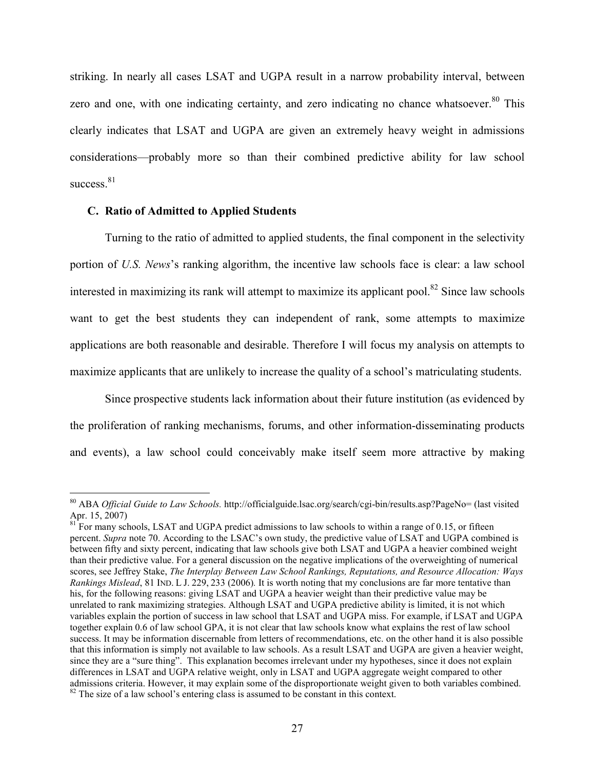striking. In nearly all cases LSAT and UGPA result in a narrow probability interval, between zero and one, with one indicating certainty, and zero indicating no chance whatsoever.[80] This clearly indicates that LSAT and UGPA are given an extremely heavy weight in admissions considerations—probably more so than their combined predictive ability for law school success.[81]

### C. Ratio of Admitted to Applied Students

Turning to the ratio of admitted to applied students, the final component in the selectivity portion of *U.S. News*'s ranking algorithm, the incentive law schools face is clear: a law school interested in maximizing its rank will attempt to maximize its applicant pool.[82] Since law schools want to get the best students they can independent of rank, some attempts to maximize applications are both reasonable and desirable. Therefore I will focus my analysis on attempts to maximize applicants that are unlikely to increase the quality of a school's matriculating students.

Since prospective students lack information about their future institution (as evidenced by the proliferation of ranking mechanisms, forums, and other information-disseminating products and events), a law school could conceivably make itself seem more attractive by making

---

[80] ABA *Official Guide to Law Schools.* http://officialguide.lsac.org/search/cgi-bin/results.asp?PageNo= (last visited Apr. 15, 2007)

[81] For many schools, LSAT and UGPA predict admissions to law schools to within a range of 0.15, or fifteen percent. *Supra* note 70. According to the LSAC's own study, the predictive value of LSAT and UGPA combined is between fifty and sixty percent, indicating that law schools give both LSAT and UGPA a heavier combined weight than their predictive value. For a general discussion on the negative implications of the overweighting of numerical scores, see Jeffrey Stake, *The Interplay Between Law School Rankings, Reputations, and Resource Allocation: Ways Rankings Mislead*, 81 IND. L J. 229, 233 (2006). It is worth noting that my conclusions are far more tentative than his, for the following reasons: giving LSAT and UGPA a heavier weight than their predictive value may be unrelated to rank maximizing strategies. Although LSAT and UGPA predictive ability is limited, it is not which variables explain the portion of success in law school that LSAT and UGPA miss. For example, if LSAT and UGPA together explain 0.6 of law school GPA, it is not clear that law schools know what explains the rest of law school success. It may be information discernable from letters of recommendations, etc. on the other hand it is also possible that this information is simply not available to law schools. As a result LSAT and UGPA are given a heavier weight, since they are a "sure thing". This explanation becomes irrelevant under my hypotheses, since it does not explain differences in LSAT and UGPA relative weight, only in LSAT and UGPA aggregate weight compared to other admissions criteria. However, it may explain some of the disproportionate weight given to both variables combined.

[82] The size of a law school's entering class is assumed to be constant in this context.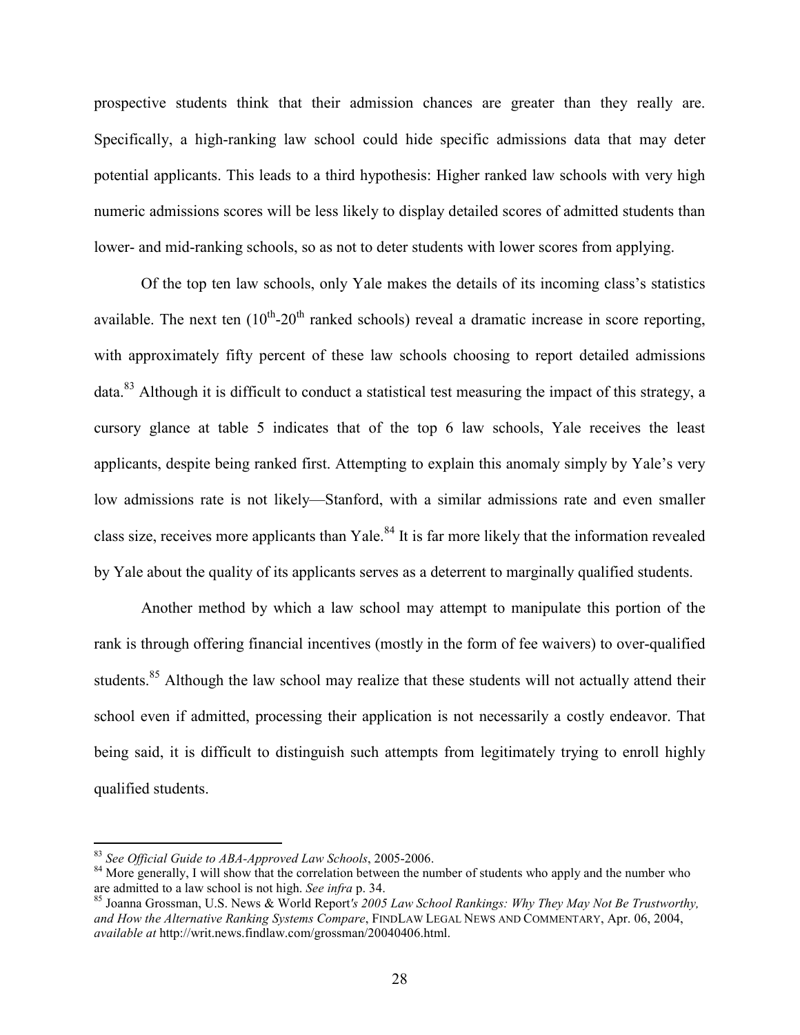prospective students think that their admission chances are greater than they really are. Specifically, a high-ranking law school could hide specific admissions data that may deter potential applicants. This leads to a third hypothesis: Higher ranked law schools with very high numeric admissions scores will be less likely to display detailed scores of admitted students than lower- and mid-ranking schools, so as not to deter students with lower scores from applying.

Of the top ten law schools, only Yale makes the details of its incoming class's statistics available. The next ten ($10^{th}$-$20^{th}$ ranked schools) reveal a dramatic increase in score reporting, with approximately fifty percent of these law schools choosing to report detailed admissions data.[83] Although it is difficult to conduct a statistical test measuring the impact of this strategy, a cursory glance at table 5 indicates that of the top 6 law schools, Yale receives the least applicants, despite being ranked first. Attempting to explain this anomaly simply by Yale's very low admissions rate is not likely—Stanford, with a similar admissions rate and even smaller class size, receives more applicants than Yale.[84] It is far more likely that the information revealed by Yale about the quality of its applicants serves as a deterrent to marginally qualified students.

Another method by which a law school may attempt to manipulate this portion of the rank is through offering financial incentives (mostly in the form of fee waivers) to over-qualified students.[85] Although the law school may realize that these students will not actually attend their school even if admitted, processing their application is not necessarily a costly endeavor. That being said, it is difficult to distinguish such attempts from legitimately trying to enroll highly qualified students.

---

[83] *See Official Guide to ABA-Approved Law Schools*, 2005-2006.

[84] More generally, I will show that the correlation between the number of students who apply and the number who are admitted to a law school is not high. *See infra* p. 34.

[85] Joanna Grossman, U.S. News & World Report*'s 2005 Law School Rankings: Why They May Not Be Trustworthy, and How the Alternative Ranking Systems Compare*, FINDLAW LEGAL NEWS AND COMMENTARY, Apr. 06, 2004, *available at* http://writ.news.findlaw.com/grossman/20040406.html.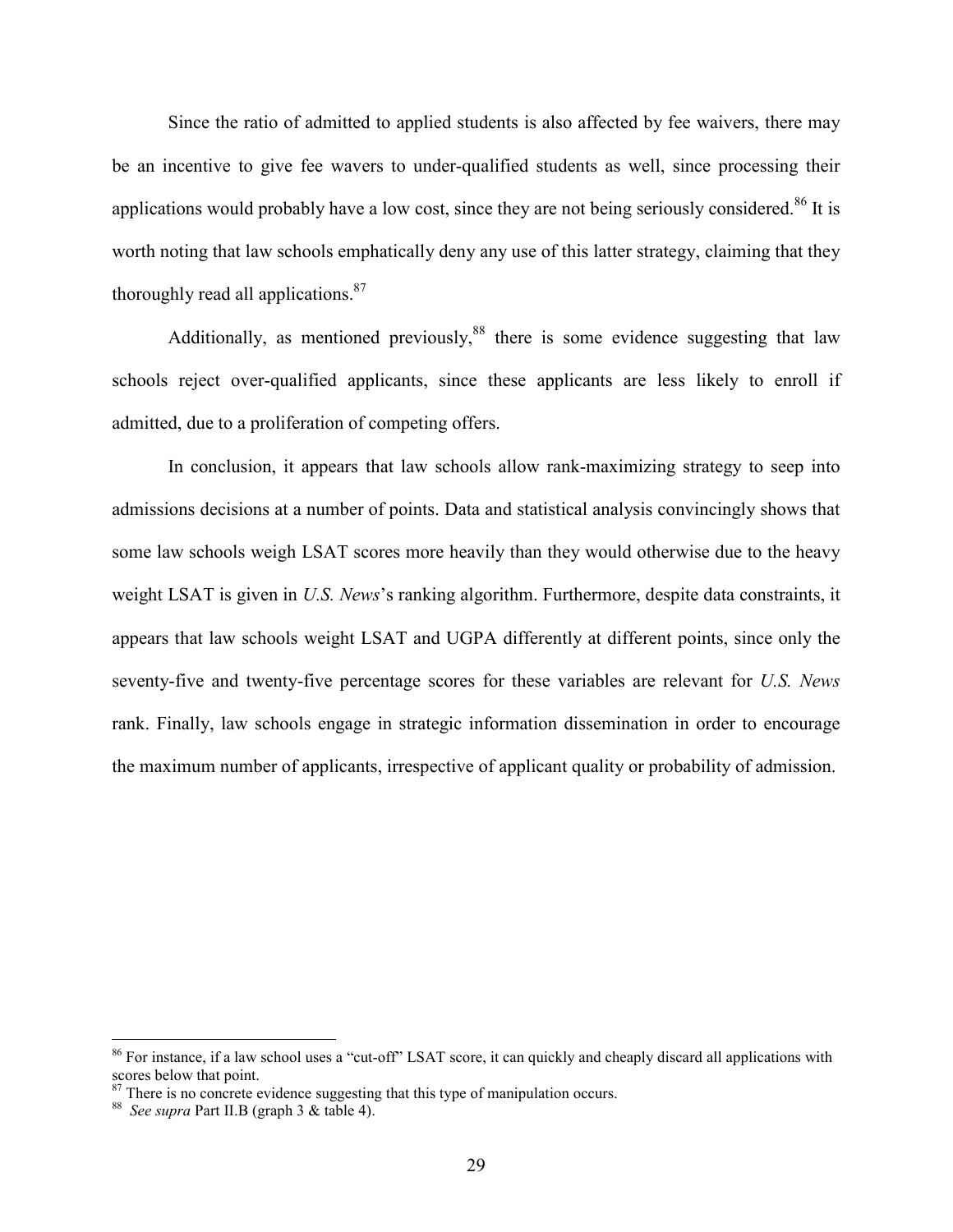Since the ratio of admitted to applied students is also affected by fee waivers, there may be an incentive to give fee wavers to under-qualified students as well, since processing their applications would probably have a low cost, since they are not being seriously considered.[86] It is worth noting that law schools emphatically deny any use of this latter strategy, claiming that they thoroughly read all applications.[87]

Additionally, as mentioned previously,[88] there is some evidence suggesting that law schools reject over-qualified applicants, since these applicants are less likely to enroll if admitted, due to a proliferation of competing offers.

In conclusion, it appears that law schools allow rank-maximizing strategy to seep into admissions decisions at a number of points. Data and statistical analysis convincingly shows that some law schools weigh LSAT scores more heavily than they would otherwise due to the heavy weight LSAT is given in *U.S. News*'s ranking algorithm. Furthermore, despite data constraints, it appears that law schools weight LSAT and UGPA differently at different points, since only the seventy-five and twenty-five percentage scores for these variables are relevant for *U.S. News* rank. Finally, law schools engage in strategic information dissemination in order to encourage the maximum number of applicants, irrespective of applicant quality or probability of admission.

---

[86] For instance, if a law school uses a "cut-off" LSAT score, it can quickly and cheaply discard all applications with scores below that point.

[87] There is no concrete evidence suggesting that this type of manipulation occurs.

[88] *See supra* Part II.B (graph 3 & table 4).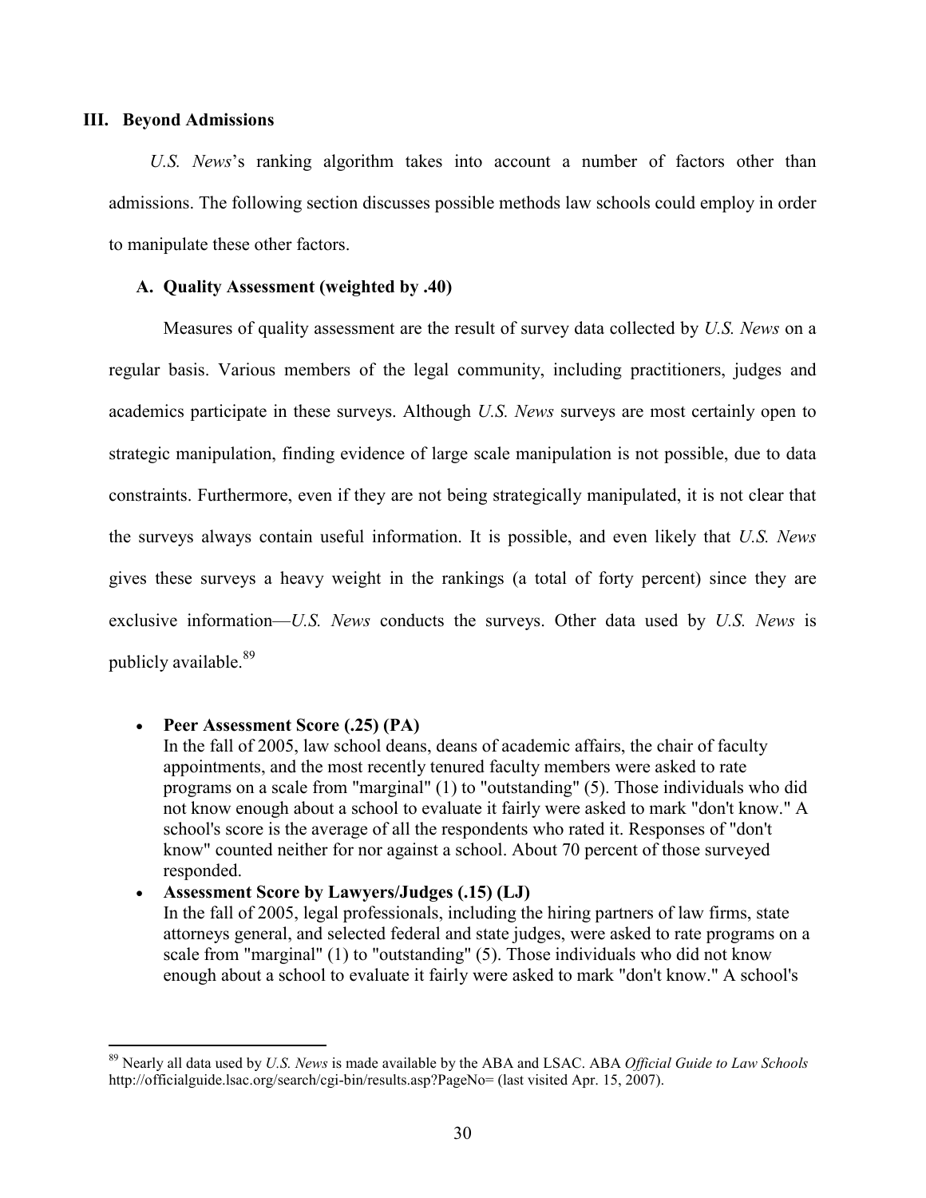## III. Beyond Admissions

*U.S. News*'s ranking algorithm takes into account a number of factors other than admissions. The following section discusses possible methods law schools could employ in order to manipulate these other factors.

### A. Quality Assessment (weighted by .40)

Measures of quality assessment are the result of survey data collected by *U.S. News* on a regular basis. Various members of the legal community, including practitioners, judges and academics participate in these surveys. Although *U.S. News* surveys are most certainly open to strategic manipulation, finding evidence of large scale manipulation is not possible, due to data constraints. Furthermore, even if they are not being strategically manipulated, it is not clear that the surveys always contain useful information. It is possible, and even likely that *U.S. News* gives these surveys a heavy weight in the rankings (a total of forty percent) since they are exclusive information—*U.S. News* conducts the surveys. Other data used by *U.S. News* is publicly available.[89]

- **Peer Assessment Score (.25) (PA)**
  In the fall of 2005, law school deans, deans of academic affairs, the chair of faculty appointments, and the most recently tenured faculty members were asked to rate programs on a scale from "marginal" (1) to "outstanding" (5). Those individuals who did not know enough about a school to evaluate it fairly were asked to mark "don't know." A school's score is the average of all the respondents who rated it. Responses of "don't know" counted neither for nor against a school. About 70 percent of those surveyed responded.
- **Assessment Score by Lawyers/Judges (.15) (LJ)**
  In the fall of 2005, legal professionals, including the hiring partners of law firms, state attorneys general, and selected federal and state judges, were asked to rate programs on a scale from "marginal" (1) to "outstanding" (5). Those individuals who did not know enough about a school to evaluate it fairly were asked to mark "don't know." A school's

---

[89] Nearly all data used by *U.S. News* is made available by the ABA and LSAC. ABA *Official Guide to Law Schools* http://officialguide.lsac.org/search/cgi-bin/results.asp?PageNo= (last visited Apr. 15, 2007).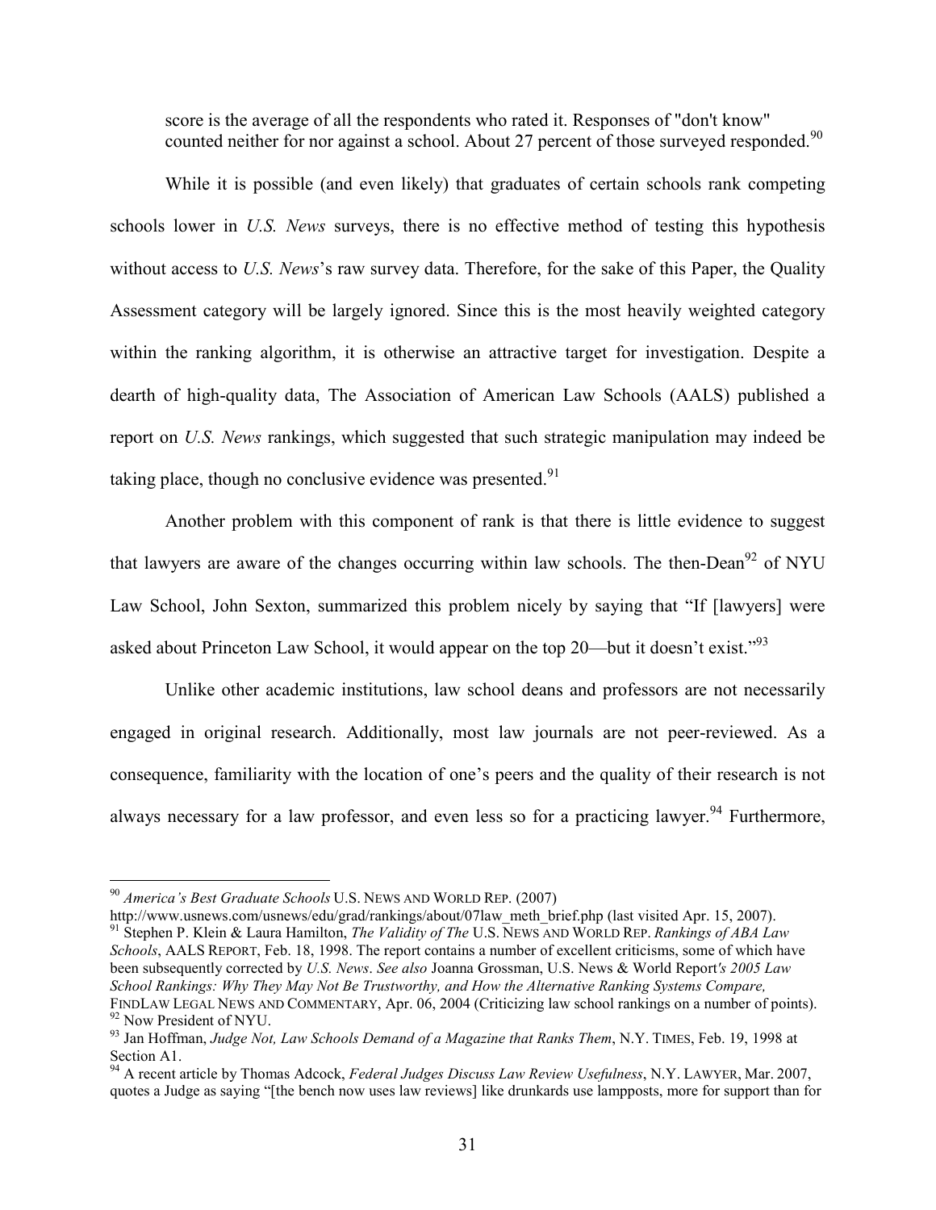score is the average of all the respondents who rated it. Responses of "don't know" counted neither for nor against a school. About 27 percent of those surveyed responded.[90]

While it is possible (and even likely) that graduates of certain schools rank competing schools lower in *U.S. News* surveys, there is no effective method of testing this hypothesis without access to *U.S. News*'s raw survey data. Therefore, for the sake of this Paper, the Quality Assessment category will be largely ignored. Since this is the most heavily weighted category within the ranking algorithm, it is otherwise an attractive target for investigation. Despite a dearth of high-quality data, The Association of American Law Schools (AALS) published a report on *U.S. News* rankings, which suggested that such strategic manipulation may indeed be taking place, though no conclusive evidence was presented.[91]

Another problem with this component of rank is that there is little evidence to suggest that lawyers are aware of the changes occurring within law schools. The then-Dean[92] of NYU Law School, John Sexton, summarized this problem nicely by saying that "If [lawyers] were asked about Princeton Law School, it would appear on the top 20—but it doesn't exist."[93]

Unlike other academic institutions, law school deans and professors are not necessarily engaged in original research. Additionally, most law journals are not peer-reviewed. As a consequence, familiarity with the location of one's peers and the quality of their research is not always necessary for a law professor, and even less so for a practicing lawyer.[94] Furthermore,

---

[90] *America's Best Graduate Schools* U.S. NEWS AND WORLD REP. (2007) http://www.usnews.com/usnews/edu/grad/rankings/about/07law_meth_brief.php (last visited Apr. 15, 2007).

[91] Stephen P. Klein & Laura Hamilton, *The Validity of The* U.S. NEWS AND WORLD REP. *Rankings of ABA Law Schools*, AALS REPORT, Feb. 18, 1998. The report contains a number of excellent criticisms, some of which have been subsequently corrected by *U.S. News*. *See also* Joanna Grossman, *U.S. News & World Report's 2005 Law School Rankings: Why They May Not Be Trustworthy, and How the Alternative Ranking Systems Compare,* FINDLAW LEGAL NEWS AND COMMENTARY, Apr. 06, 2004 (Criticizing law school rankings on a number of points).

[92] Now President of NYU.

[93] Jan Hoffman, *Judge Not, Law Schools Demand of a Magazine that Ranks Them*, N.Y. TIMES, Feb. 19, 1998 at Section A1.

[94] A recent article by Thomas Adcock, *Federal Judges Discuss Law Review Usefulness*, N.Y. LAWYER, Mar. 2007, quotes a Judge as saying "[the bench now uses law reviews] like drunkards use lampposts, more for support than for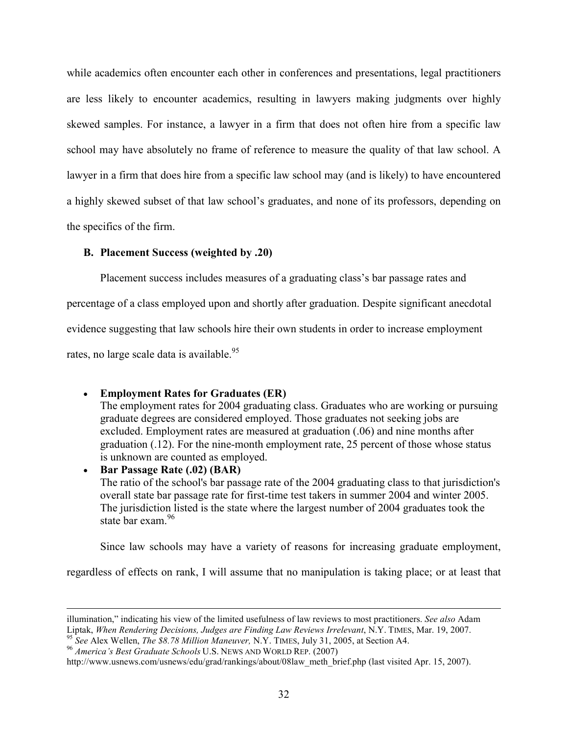while academics often encounter each other in conferences and presentations, legal practitioners are less likely to encounter academics, resulting in lawyers making judgments over highly skewed samples. For instance, a lawyer in a firm that does not often hire from a specific law school may have absolutely no frame of reference to measure the quality of that law school. A lawyer in a firm that does hire from a specific law school may (and is likely) to have encountered a highly skewed subset of that law school's graduates, and none of its professors, depending on the specifics of the firm.

### B. Placement Success (weighted by .20)

Placement success includes measures of a graduating class's bar passage rates and percentage of a class employed upon and shortly after graduation. Despite significant anecdotal evidence suggesting that law schools hire their own students in order to increase employment rates, no large scale data is available.[95]

- **Employment Rates for Graduates (ER)**
  The employment rates for 2004 graduating class. Graduates who are working or pursuing graduate degrees are considered employed. Those graduates not seeking jobs are excluded. Employment rates are measured at graduation (.06) and nine months after graduation (.12). For the nine-month employment rate, 25 percent of those whose status is unknown are counted as employed.
- **Bar Passage Rate (.02) (BAR)**
  The ratio of the school's bar passage rate of the 2004 graduating class to that jurisdiction's overall state bar passage rate for first-time test takers in summer 2004 and winter 2005. The jurisdiction listed is the state where the largest number of 2004 graduates took the state bar exam.[96]

Since law schools may have a variety of reasons for increasing graduate employment, regardless of effects on rank, I will assume that no manipulation is taking place; or at least that

---

illumination," indicating his view of the limited usefulness of law reviews to most practitioners. *See also* Adam Liptak, *When Rendering Decisions, Judges are Finding Law Reviews Irrelevant*, N.Y. TIMES, Mar. 19, 2007.

[95] *See* Alex Wellen, *The $8.78 Million Maneuver,* N.Y. TIMES, July 31, 2005, at Section A4.

[96] *America's Best Graduate Schools* U.S. NEWS AND WORLD REP. (2007) http://www.usnews.com/usnews/edu/grad/rankings/about/08law_meth_brief.php (last visited Apr. 15, 2007).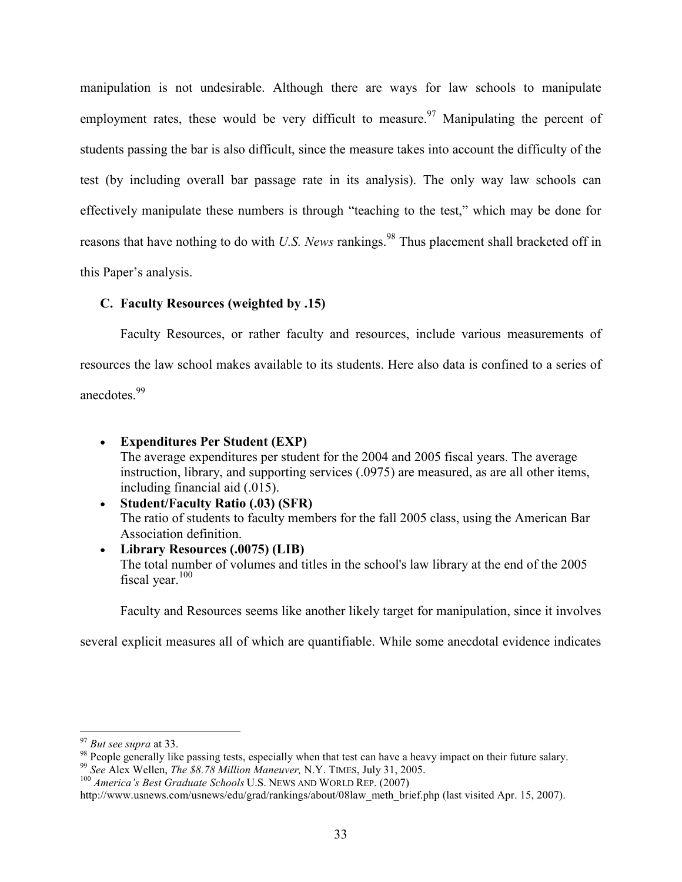manipulation is not undesirable. Although there are ways for law schools to manipulate employment rates, these would be very difficult to measure.[97] Manipulating the percent of students passing the bar is also difficult, since the measure takes into account the difficulty of the test (by including overall bar passage rate in its analysis). The only way law schools can effectively manipulate these numbers is through "teaching to the test," which may be done for reasons that have nothing to do with *U.S. News* rankings.[98] Thus placement shall bracketed off in this Paper's analysis.

### C. Faculty Resources (weighted by .15)

Faculty Resources, or rather faculty and resources, include various measurements of resources the law school makes available to its students. Here also data is confined to a series of anecdotes.[99]

- **Expenditures Per Student (EXP)**
  The average expenditures per student for the 2004 and 2005 fiscal years. The average instruction, library, and supporting services (.0975) are measured, as are all other items, including financial aid (.015).
- **Student/Faculty Ratio (.03) (SFR)**
  The ratio of students to faculty members for the fall 2005 class, using the American Bar Association definition.
- **Library Resources (.0075) (LIB)**
  The total number of volumes and titles in the school's law library at the end of the 2005 fiscal year.[100]

Faculty and Resources seems like another likely target for manipulation, since it involves several explicit measures all of which are quantifiable. While some anecdotal evidence indicates

---

[97] *But see supra* at 33.

[98] People generally like passing tests, especially when that test can have a heavy impact on their future salary.

[99] *See* Alex Wellen, *The $8.78 Million Maneuver,* N.Y. TIMES, July 31, 2005.

[100] *America's Best Graduate Schools* U.S. NEWS AND WORLD REP. (2007) http://www.usnews.com/usnews/edu/grad/rankings/about/08law_meth_brief.php (last visited Apr. 15, 2007).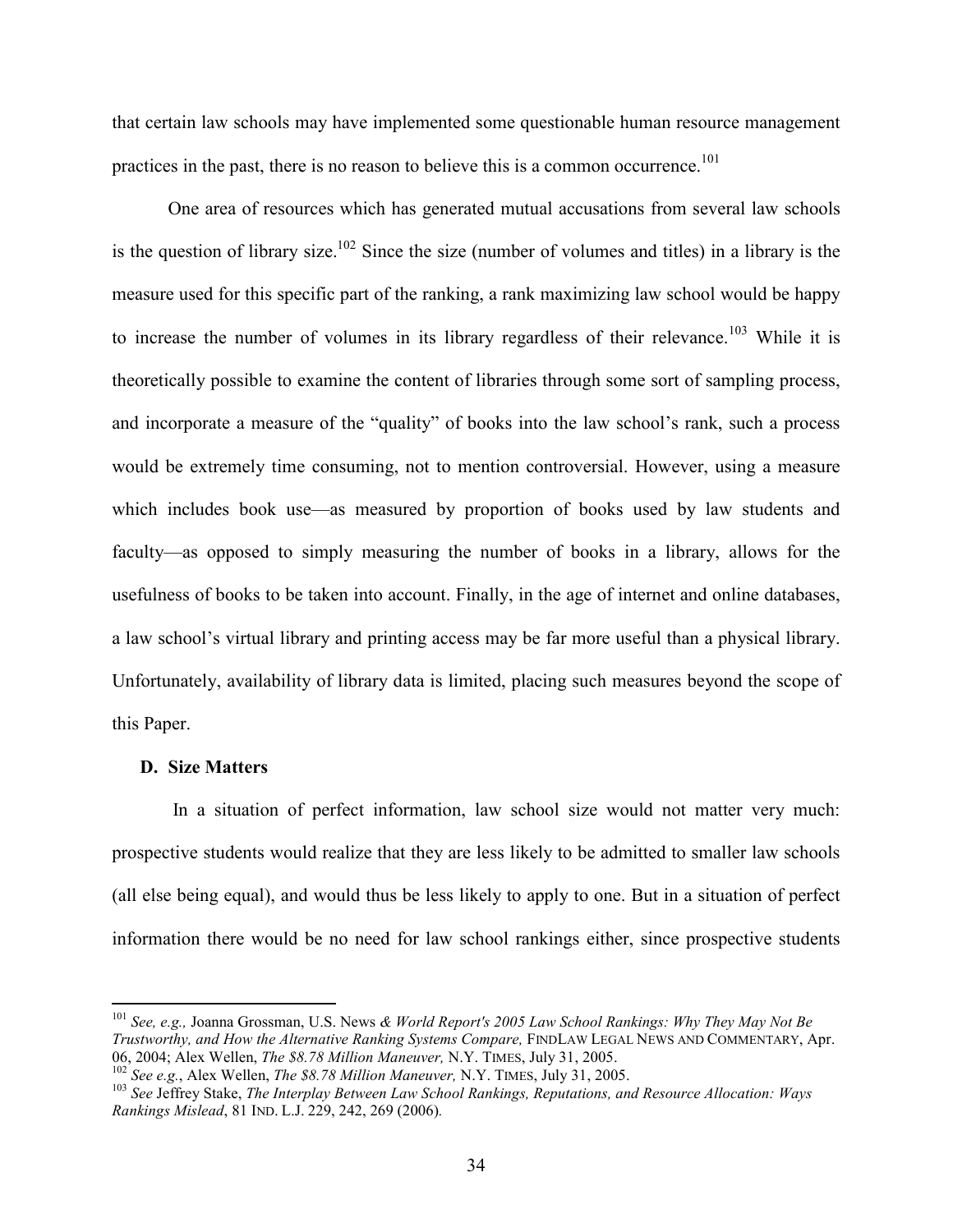that certain law schools may have implemented some questionable human resource management practices in the past, there is no reason to believe this is a common occurrence.[101]

One area of resources which has generated mutual accusations from several law schools is the question of library size.[102] Since the size (number of volumes and titles) in a library is the measure used for this specific part of the ranking, a rank maximizing law school would be happy to increase the number of volumes in its library regardless of their relevance.[103] While it is theoretically possible to examine the content of libraries through some sort of sampling process, and incorporate a measure of the "quality" of books into the law school's rank, such a process would be extremely time consuming, not to mention controversial. However, using a measure which includes book use—as measured by proportion of books used by law students and faculty—as opposed to simply measuring the number of books in a library, allows for the usefulness of books to be taken into account. Finally, in the age of internet and online databases, a law school's virtual library and printing access may be far more useful than a physical library. Unfortunately, availability of library data is limited, placing such measures beyond the scope of this Paper.

### D. Size Matters

In a situation of perfect information, law school size would not matter very much: prospective students would realize that they are less likely to be admitted to smaller law schools (all else being equal), and would thus be less likely to apply to one. But in a situation of perfect information there would be no need for law school rankings either, since prospective students

---

[101] *See, e.g.,* Joanna Grossman, U.S. News *& World Report's 2005 Law School Rankings: Why They May Not Be Trustworthy, and How the Alternative Ranking Systems Compare,* FINDLAW LEGAL NEWS AND COMMENTARY, Apr. 06, 2004; Alex Wellen, *The $8.78 Million Maneuver,* N.Y. TIMES, July 31, 2005.

[102] *See e.g.*, Alex Wellen, *The $8.78 Million Maneuver,* N.Y. TIMES, July 31, 2005.

[103] *See* Jeffrey Stake, *The Interplay Between Law School Rankings, Reputations, and Resource Allocation: Ways Rankings Mislead*, 81 IND. L.J. 229, 242, 269 (2006).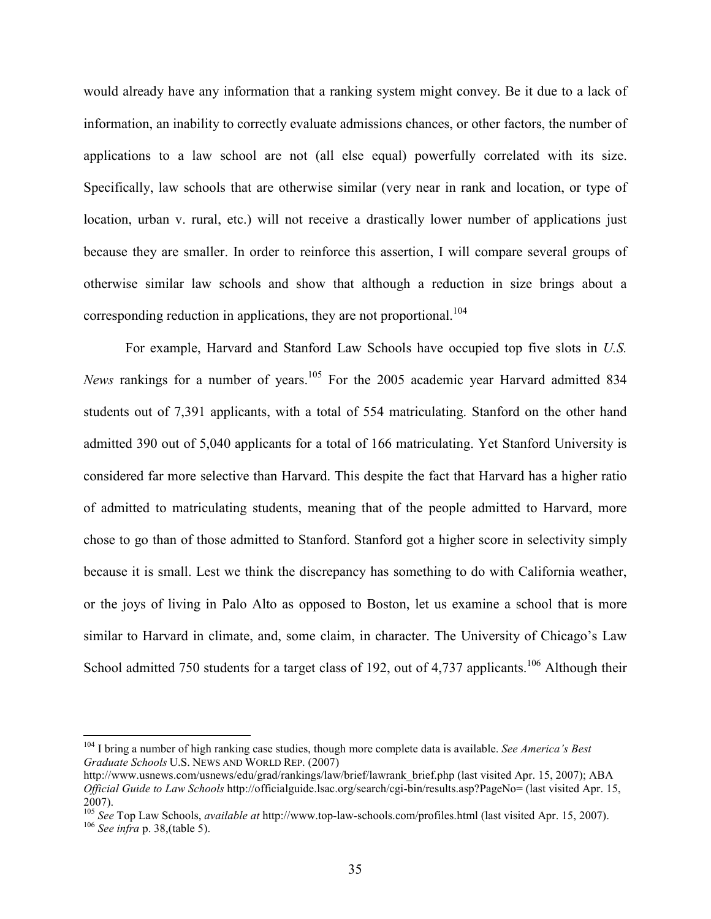would already have any information that a ranking system might convey. Be it due to a lack of information, an inability to correctly evaluate admissions chances, or other factors, the number of applications to a law school are not (all else equal) powerfully correlated with its size. Specifically, law schools that are otherwise similar (very near in rank and location, or type of location, urban v. rural, etc.) will not receive a drastically lower number of applications just because they are smaller. In order to reinforce this assertion, I will compare several groups of otherwise similar law schools and show that although a reduction in size brings about a corresponding reduction in applications, they are not proportional.[104]

For example, Harvard and Stanford Law Schools have occupied top five slots in *U.S. News* rankings for a number of years.[105] For the 2005 academic year Harvard admitted 834 students out of 7,391 applicants, with a total of 554 matriculating. Stanford on the other hand admitted 390 out of 5,040 applicants for a total of 166 matriculating. Yet Stanford University is considered far more selective than Harvard. This despite the fact that Harvard has a higher ratio of admitted to matriculating students, meaning that of the people admitted to Harvard, more chose to go than of those admitted to Stanford. Stanford got a higher score in selectivity simply because it is small. Lest we think the discrepancy has something to do with California weather, or the joys of living in Palo Alto as opposed to Boston, let us examine a school that is more similar to Harvard in climate, and, some claim, in character. The University of Chicago's Law School admitted 750 students for a target class of 192, out of 4,737 applicants.[106] Although their

---

[104] I bring a number of high ranking case studies, though more complete data is available. *See America's Best Graduate Schools* U.S. NEWS AND WORLD REP. (2007) http://www.usnews.com/usnews/edu/grad/rankings/law/brief/lawrank_brief.php (last visited Apr. 15, 2007); ABA *Official Guide to Law Schools* http://officialguide.lsac.org/search/cgi-bin/results.asp?PageNo= (last visited Apr. 15, 2007).

[105] *See* Top Law Schools, *available at* http://www.top-law-schools.com/profiles.html (last visited Apr. 15, 2007).

[106] *See infra* p. 38,(table 5).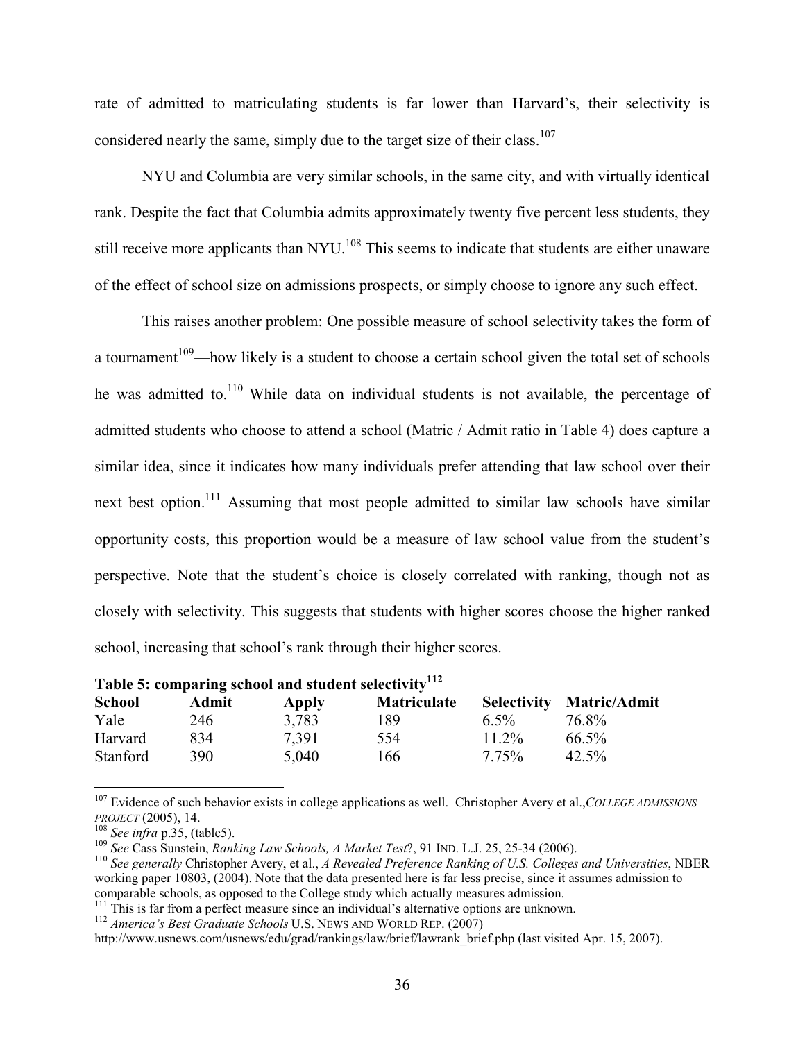rate of admitted to matriculating students is far lower than Harvard's, their selectivity is considered nearly the same, simply due to the target size of their class.[107]

NYU and Columbia are very similar schools, in the same city, and with virtually identical rank. Despite the fact that Columbia admits approximately twenty five percent less students, they still receive more applicants than NYU.[108] This seems to indicate that students are either unaware of the effect of school size on admissions prospects, or simply choose to ignore any such effect.

This raises another problem: One possible measure of school selectivity takes the form of a tournament[109]—how likely is a student to choose a certain school given the total set of schools he was admitted to.[110] While data on individual students is not available, the percentage of admitted students who choose to attend a school (Matric / Admit ratio in Table 4) does capture a similar idea, since it indicates how many individuals prefer attending that law school over their next best option.[111] Assuming that most people admitted to similar law schools have similar opportunity costs, this proportion would be a measure of law school value from the student's perspective. Note that the student's choice is closely correlated with ranking, though not as closely with selectivity. This suggests that students with higher scores choose the higher ranked school, increasing that school's rank through their higher scores.

**Table 5: comparing school and student selectivity[112]**

| School | Admit | Apply | Matriculate | Selectivity | Matric/Admit |
|---|---|---|---|---|---|
| Yale | 246 | 3,783 | 189 | 6.5% | 76.8% |
| Harvard | 834 | 7,391 | 554 | 11.2% | 66.5% |
| Stanford | 390 | 5,040 | 166 | 7.75% | 42.5% |

---

[107] Evidence of such behavior exists in college applications as well. Christopher Avery et al., *College Admissions Project* (2005), 14.

[108] *See infra* p.35, (table5).

[109] *See* Cass Sunstein, *Ranking Law Schools, A Market Test*?, 91 Ind. L.J. 25, 25-34 (2006).

[110] *See generally* Christopher Avery, et al., *A Revealed Preference Ranking of U.S. Colleges and Universities*, NBER working paper 10803, (2004). Note that the data presented here is far less precise, since it assumes admission to comparable schools, as opposed to the College study which actually measures admission.

[111] This is far from a perfect measure since an individual's alternative options are unknown.

[112] *America's Best Graduate Schools* U.S. News and World Rep. (2007) http://www.usnews.com/usnews/edu/grad/rankings/law/brief/lawrank_brief.php (last visited Apr. 15, 2007).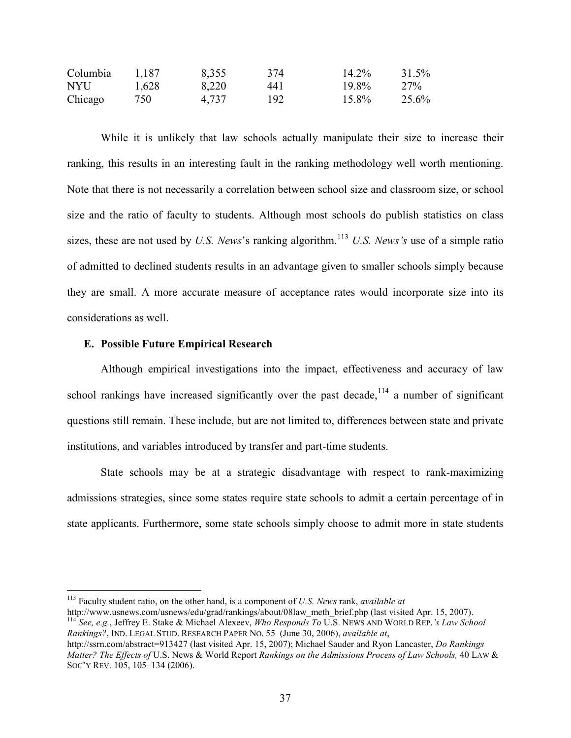| | | | | | |
|---|---|---|---|---|---|
| Columbia | 1,187 | 8,355 | 374 | 14.2% | 31.5% |
| NYU | 1,628 | 8,220 | 441 | 19.8% | 27% |
| Chicago | 750 | 4,737 | 192 | 15.8% | 25.6% |

While it is unlikely that law schools actually manipulate their size to increase their ranking, this results in an interesting fault in the ranking methodology well worth mentioning. Note that there is not necessarily a correlation between school size and classroom size, or school size and the ratio of faculty to students. Although most schools do publish statistics on class sizes, these are not used by *U.S. News*'s ranking algorithm.[113] *U.S. News's* use of a simple ratio of admitted to declined students results in an advantage given to smaller schools simply because they are small. A more accurate measure of acceptance rates would incorporate size into its considerations as well.

### E. Possible Future Empirical Research

Although empirical investigations into the impact, effectiveness and accuracy of law school rankings have increased significantly over the past decade,[114] a number of significant questions still remain. These include, but are not limited to, differences between state and private institutions, and variables introduced by transfer and part-time students.

State schools may be at a strategic disadvantage with respect to rank-maximizing admissions strategies, since some states require state schools to admit a certain percentage of in state applicants. Furthermore, some state schools simply choose to admit more in state students

---

[113] Faculty student ratio, on the other hand, is a component of *U.S. News* rank, *available at* http://www.usnews.com/usnews/edu/grad/rankings/about/08law_meth_brief.php (last visited Apr. 15, 2007).

[114] *See, e.g.*, Jeffrey E. Stake & Michael Alexeev, *Who Responds To* U.S. NEWS AND WORLD REP.*'s Law School Rankings?*, IND. LEGAL STUD. RESEARCH PAPER NO. 55 (June 30, 2006), *available at*, http://ssrn.com/abstract=913427 (last visited Apr. 15, 2007); Michael Sauder and Ryon Lancaster, *Do Rankings Matter? The Effects of* U.S. News & World Report *Rankings on the Admissions Process of Law Schools,* 40 LAW & SOC'Y REV. 105, 105–134 (2006).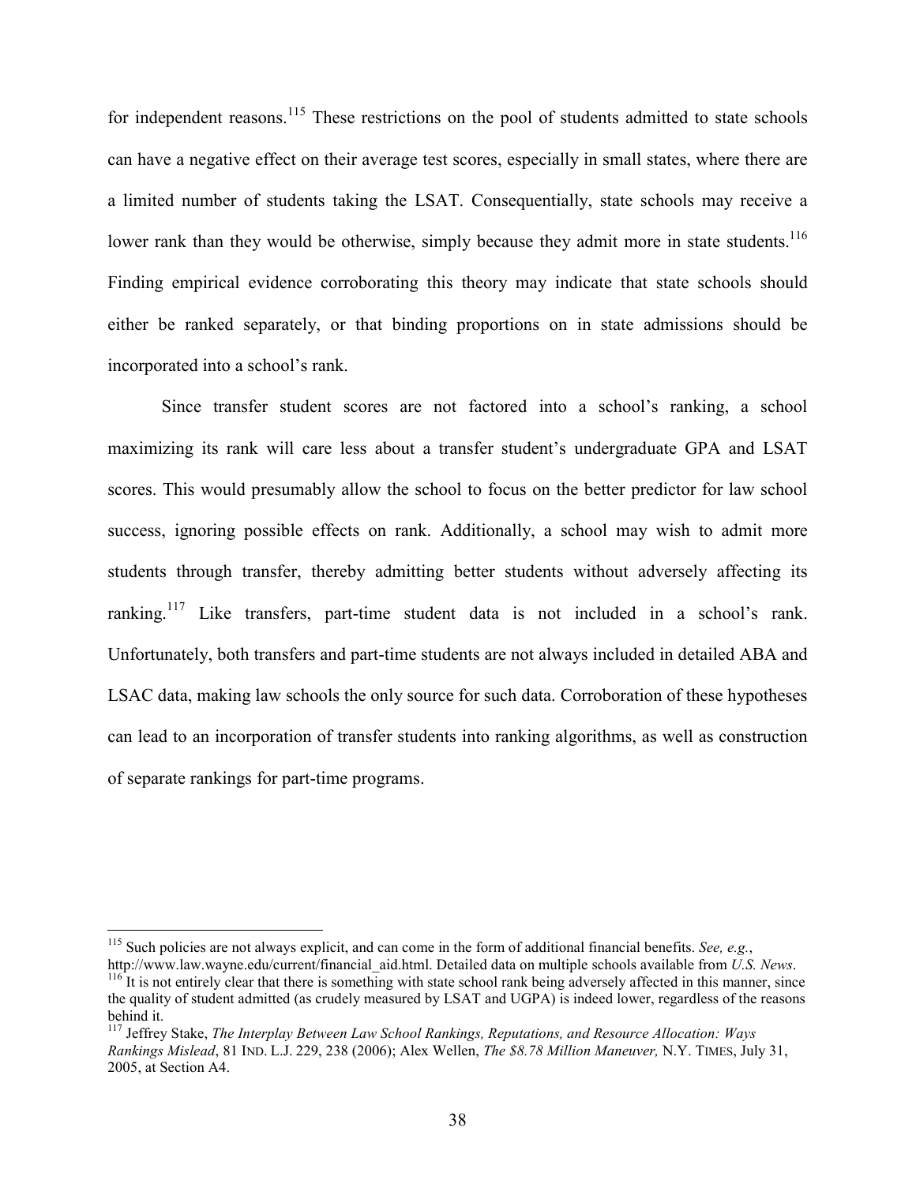for independent reasons.[115] These restrictions on the pool of students admitted to state schools can have a negative effect on their average test scores, especially in small states, where there are a limited number of students taking the LSAT. Consequentially, state schools may receive a lower rank than they would be otherwise, simply because they admit more in state students.[116] Finding empirical evidence corroborating this theory may indicate that state schools should either be ranked separately, or that binding proportions on in state admissions should be incorporated into a school's rank.

Since transfer student scores are not factored into a school's ranking, a school maximizing its rank will care less about a transfer student's undergraduate GPA and LSAT scores. This would presumably allow the school to focus on the better predictor for law school success, ignoring possible effects on rank. Additionally, a school may wish to admit more students through transfer, thereby admitting better students without adversely affecting its ranking.[117] Like transfers, part-time student data is not included in a school's rank. Unfortunately, both transfers and part-time students are not always included in detailed ABA and LSAC data, making law schools the only source for such data. Corroboration of these hypotheses can lead to an incorporation of transfer students into ranking algorithms, as well as construction of separate rankings for part-time programs.

---

[115] Such policies are not always explicit, and can come in the form of additional financial benefits. *See, e.g.*, http://www.law.wayne.edu/current/financial_aid.html. Detailed data on multiple schools available from *U.S. News*.

[116] It is not entirely clear that there is something with state school rank being adversely affected in this manner, since the quality of student admitted (as crudely measured by LSAT and UGPA) is indeed lower, regardless of the reasons behind it.

[117] Jeffrey Stake, *The Interplay Between Law School Rankings, Reputations, and Resource Allocation: Ways Rankings Mislead*, 81 IND. L.J. 229, 238 (2006); Alex Wellen, *The $8.78 Million Maneuver,* N.Y. TIMES, July 31, 2005, at Section A4.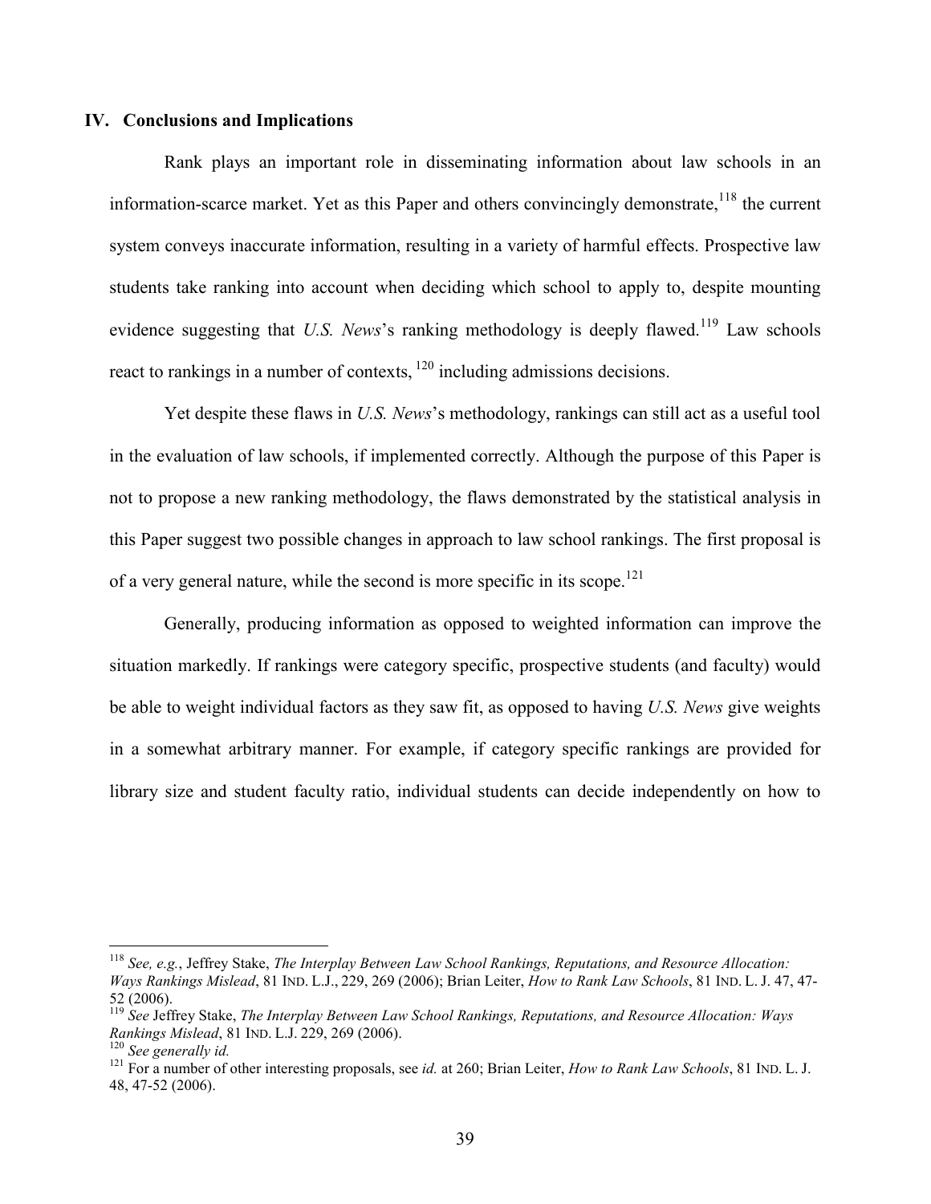## IV. Conclusions and Implications

Rank plays an important role in disseminating information about law schools in an information-scarce market. Yet as this Paper and others convincingly demonstrate,[118] the current system conveys inaccurate information, resulting in a variety of harmful effects. Prospective law students take ranking into account when deciding which school to apply to, despite mounting evidence suggesting that *U.S. News*'s ranking methodology is deeply flawed.[119] Law schools react to rankings in a number of contexts, [120] including admissions decisions.

Yet despite these flaws in *U.S. News*'s methodology, rankings can still act as a useful tool in the evaluation of law schools, if implemented correctly. Although the purpose of this Paper is not to propose a new ranking methodology, the flaws demonstrated by the statistical analysis in this Paper suggest two possible changes in approach to law school rankings. The first proposal is of a very general nature, while the second is more specific in its scope.[121]

Generally, producing information as opposed to weighted information can improve the situation markedly. If rankings were category specific, prospective students (and faculty) would be able to weight individual factors as they saw fit, as opposed to having *U.S. News* give weights in a somewhat arbitrary manner. For example, if category specific rankings are provided for library size and student faculty ratio, individual students can decide independently on how to

---

[118] *See, e.g.*, Jeffrey Stake, *The Interplay Between Law School Rankings, Reputations, and Resource Allocation: Ways Rankings Mislead*, 81 IND. L.J., 229, 269 (2006); Brian Leiter, *How to Rank Law Schools*, 81 IND. L. J. 47, 47-52 (2006).

[119] *See* Jeffrey Stake, *The Interplay Between Law School Rankings, Reputations, and Resource Allocation: Ways Rankings Mislead*, 81 IND. L.J. 229, 269 (2006).

[120] *See generally id.*

[121] For a number of other interesting proposals, see *id.* at 260; Brian Leiter, *How to Rank Law Schools*, 81 IND. L. J. 48, 47-52 (2006).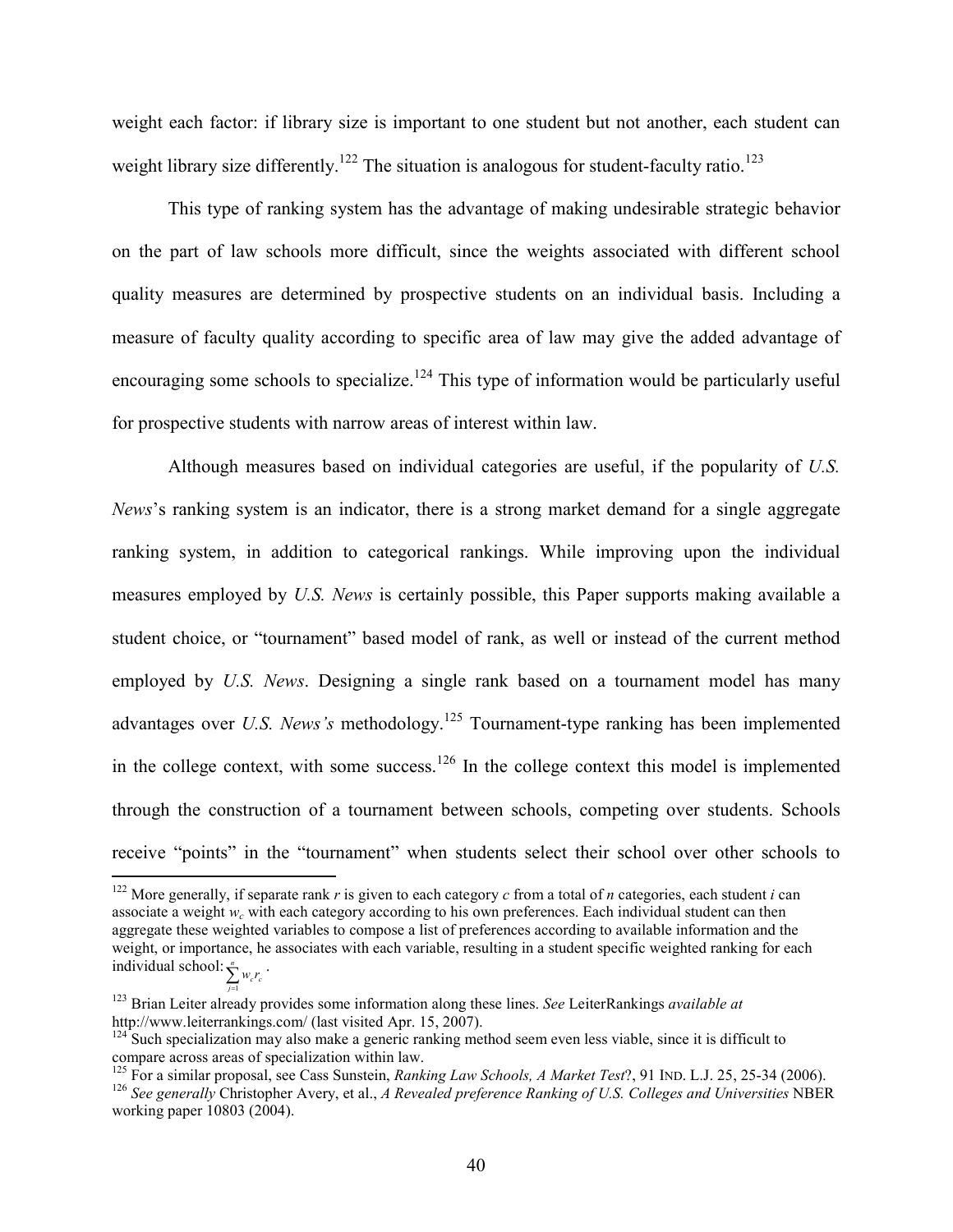weight each factor: if library size is important to one student but not another, each student can weight library size differently.[122] The situation is analogous for student-faculty ratio.[123]

This type of ranking system has the advantage of making undesirable strategic behavior on the part of law schools more difficult, since the weights associated with different school quality measures are determined by prospective students on an individual basis. Including a measure of faculty quality according to specific area of law may give the added advantage of encouraging some schools to specialize.[124] This type of information would be particularly useful for prospective students with narrow areas of interest within law.

Although measures based on individual categories are useful, if the popularity of *U.S. News*'s ranking system is an indicator, there is a strong market demand for a single aggregate ranking system, in addition to categorical rankings. While improving upon the individual measures employed by *U.S. News* is certainly possible, this Paper supports making available a student choice, or "tournament" based model of rank, as well or instead of the current method employed by *U.S. News*. Designing a single rank based on a tournament model has many advantages over *U.S. News's* methodology.[125] Tournament-type ranking has been implemented in the college context, with some success.[126] In the college context this model is implemented through the construction of a tournament between schools, competing over students. Schools receive "points" in the "tournament" when students select their school over other schools to

---

[122] More generally, if separate rank $r$ is given to each category $c$ from a total of $n$ categories, each student $i$ can associate a weight $w_c$ with each category according to his own preferences. Each individual student can then aggregate these weighted variables to compose a list of preferences according to available information and the weight, or importance, he associates with each variable, resulting in a student specific weighted ranking for each individual school: $\sum_{j=1}^{n} w_c r_c$ .

[123] Brian Leiter already provides some information along these lines. *See* LeiterRankings *available at* http://www.leiterrankings.com/ (last visited Apr. 15, 2007).

[124] Such specialization may also make a generic ranking method seem even less viable, since it is difficult to compare across areas of specialization within law.

[125] For a similar proposal, see Cass Sunstein, *Ranking Law Schools, A Market Test*?, 91 IND. L.J. 25, 25-34 (2006).

[126] *See generally* Christopher Avery, et al., *A Revealed preference Ranking of U.S. Colleges and Universities* NBER working paper 10803 (2004).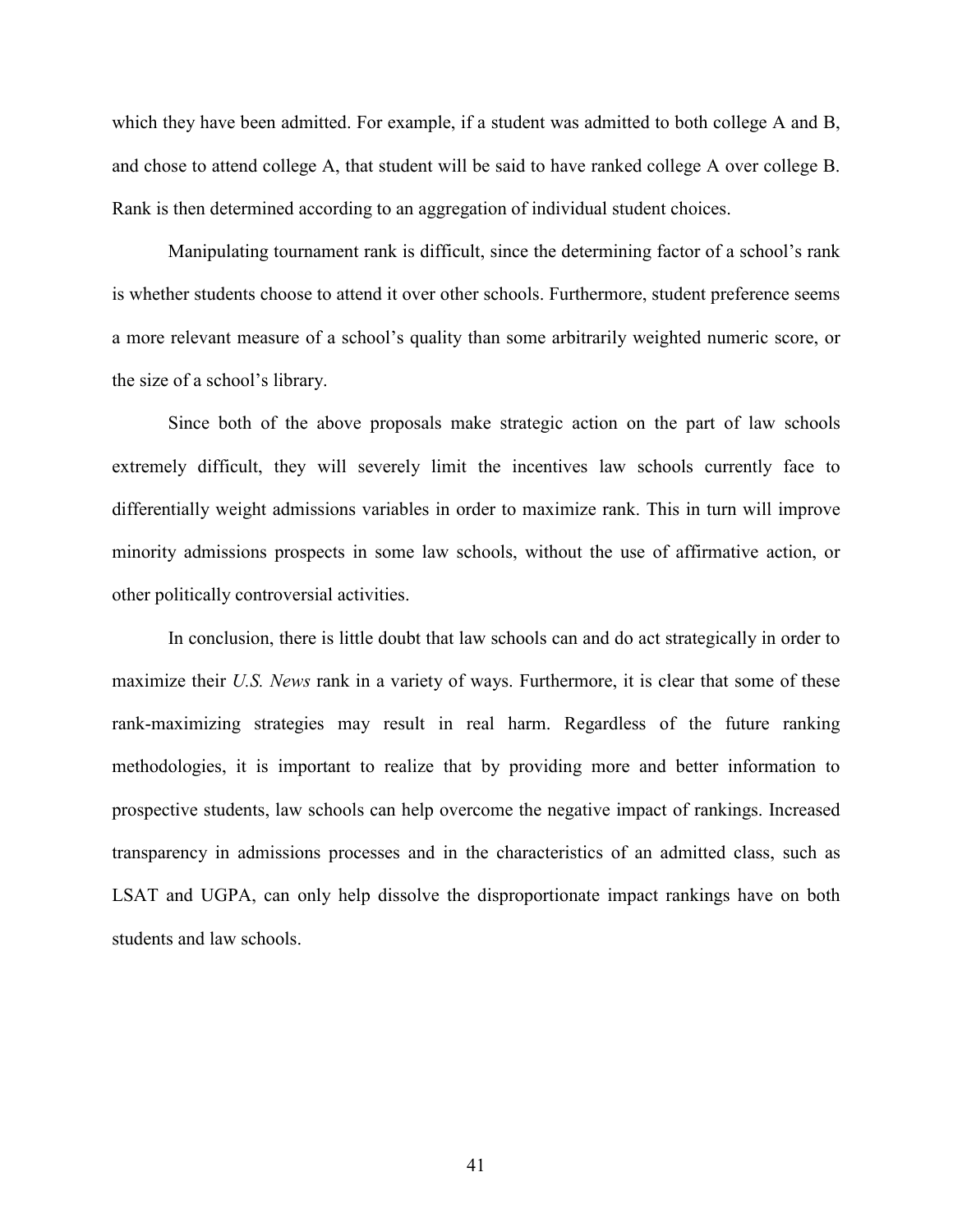which they have been admitted. For example, if a student was admitted to both college A and B, and chose to attend college A, that student will be said to have ranked college A over college B. Rank is then determined according to an aggregation of individual student choices.

Manipulating tournament rank is difficult, since the determining factor of a school's rank is whether students choose to attend it over other schools. Furthermore, student preference seems a more relevant measure of a school's quality than some arbitrarily weighted numeric score, or the size of a school's library.

Since both of the above proposals make strategic action on the part of law schools extremely difficult, they will severely limit the incentives law schools currently face to differentially weight admissions variables in order to maximize rank. This in turn will improve minority admissions prospects in some law schools, without the use of affirmative action, or other politically controversial activities.

In conclusion, there is little doubt that law schools can and do act strategically in order to maximize their *U.S. News* rank in a variety of ways. Furthermore, it is clear that some of these rank-maximizing strategies may result in real harm. Regardless of the future ranking methodologies, it is important to realize that by providing more and better information to prospective students, law schools can help overcome the negative impact of rankings. Increased transparency in admissions processes and in the characteristics of an admitted class, such as LSAT and UGPA, can only help dissolve the disproportionate impact rankings have on both students and law schools.